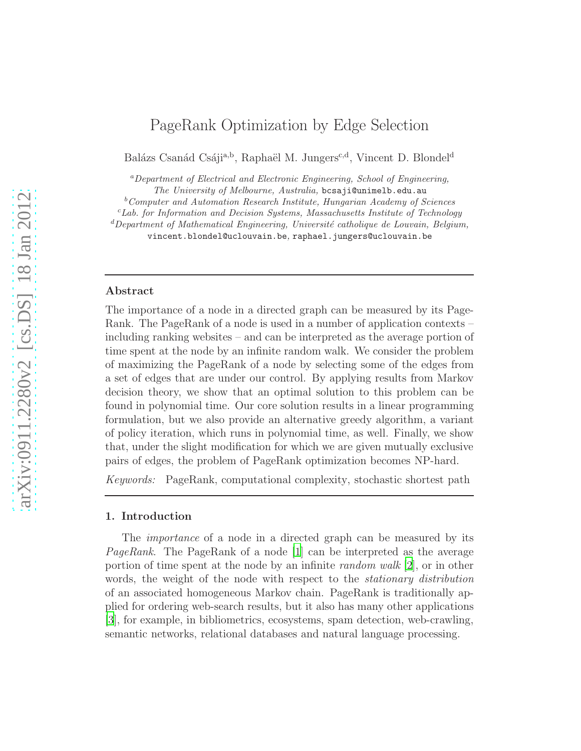# PageRank Optimization by Edge Selection

Balázs Csanád Csáji[a,b], Raphaël M. Jungers[c,d], Vincent D. Blondel[d]

[a]*Department of Electrical and Electronic Engineering, School of Engineering, The University of Melbourne, Australia,* bcsaji@unimelb.edu.au

[b]*Computer and Automation Research Institute, Hungarian Academy of Sciences*

[c]*Lab. for Information and Decision Systems, Massachusetts Institute of Technology*

[d]*Department of Mathematical Engineering, Université catholique de Louvain, Belgium,* vincent.blondel@uclouvain.be, raphael.jungers@uclouvain.be

---

**Abstract**

The importance of a node in a directed graph can be measured by its PageRank. The PageRank of a node is used in a number of application contexts – including ranking websites – and can be interpreted as the average portion of time spent at the node by an infinite random walk. We consider the problem of maximizing the PageRank of a node by selecting some of the edges from a set of edges that are under our control. By applying results from Markov decision theory, we show that an optimal solution to this problem can be found in polynomial time. Our core solution results in a linear programming formulation, but we also provide an alternative greedy algorithm, a variant of policy iteration, which runs in polynomial time, as well. Finally, we show that, under the slight modification for which we are given mutually exclusive pairs of edges, the problem of PageRank optimization becomes NP-hard.

*Keywords:* PageRank, computational complexity, stochastic shortest path

---

## 1. Introduction

The *importance* of a node in a directed graph can be measured by its *PageRank*. The PageRank of a node [1] can be interpreted as the average portion of time spent at the node by an infinite *random walk* [2], or in other words, the weight of the node with respect to the *stationary distribution* of an associated homogeneous Markov chain. PageRank is traditionally applied for ordering web-search results, but it also has many other applications [3], for example, in bibliometrics, ecosystems, spam detection, web-crawling, semantic networks, relational databases and natural language processing.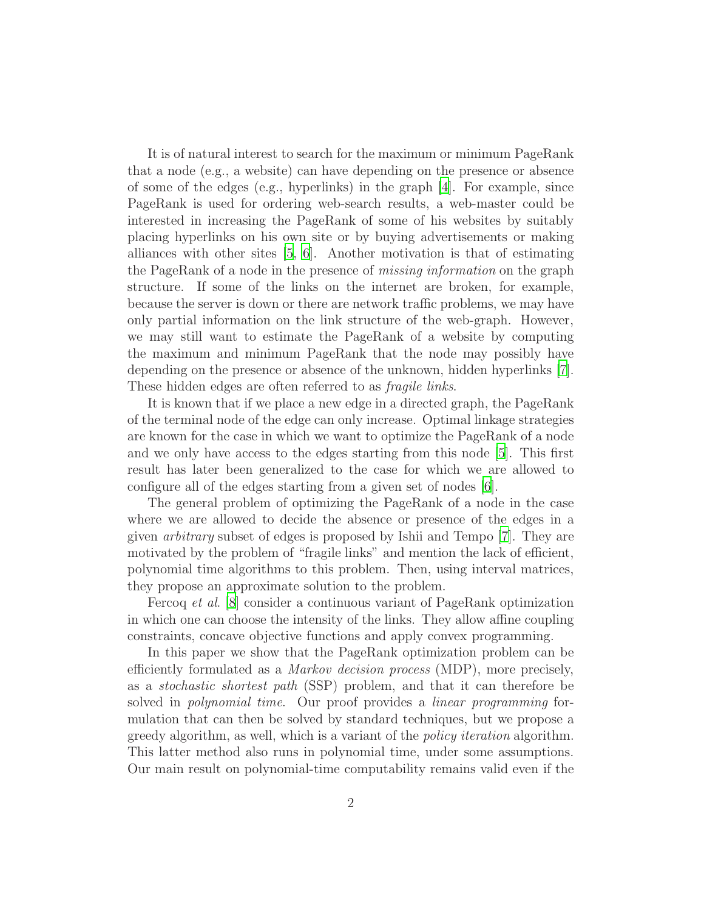It is of natural interest to search for the maximum or minimum PageRank that a node (e.g., a website) can have depending on the presence or absence of some of the edges (e.g., hyperlinks) in the graph [4]. For example, since PageRank is used for ordering web-search results, a web-master could be interested in increasing the PageRank of some of his websites by suitably placing hyperlinks on his own site or by buying advertisements or making alliances with other sites [5, 6]. Another motivation is that of estimating the PageRank of a node in the presence of *missing information* on the graph structure. If some of the links on the internet are broken, for example, because the server is down or there are network traffic problems, we may have only partial information on the link structure of the web-graph. However, we may still want to estimate the PageRank of a website by computing the maximum and minimum PageRank that the node may possibly have depending on the presence or absence of the unknown, hidden hyperlinks [7]. These hidden edges are often referred to as *fragile links*.

It is known that if we place a new edge in a directed graph, the PageRank of the terminal node of the edge can only increase. Optimal linkage strategies are known for the case in which we want to optimize the PageRank of a node and we only have access to the edges starting from this node [5]. This first result has later been generalized to the case for which we are allowed to configure all of the edges starting from a given set of nodes [6].

The general problem of optimizing the PageRank of a node in the case where we are allowed to decide the absence or presence of the edges in a given *arbitrary* subset of edges is proposed by Ishii and Tempo [7]. They are motivated by the problem of "fragile links" and mention the lack of efficient, polynomial time algorithms to this problem. Then, using interval matrices, they propose an approximate solution to the problem.

Fercoq *et al*. [8] consider a continuous variant of PageRank optimization in which one can choose the intensity of the links. They allow affine coupling constraints, concave objective functions and apply convex programming.

In this paper we show that the PageRank optimization problem can be efficiently formulated as a *Markov decision process* (MDP), more precisely, as a *stochastic shortest path* (SSP) problem, and that it can therefore be solved in *polynomial time*. Our proof provides a *linear programming* formulation that can then be solved by standard techniques, but we propose a greedy algorithm, as well, which is a variant of the *policy iteration* algorithm. This latter method also runs in polynomial time, under some assumptions. Our main result on polynomial-time computability remains valid even if the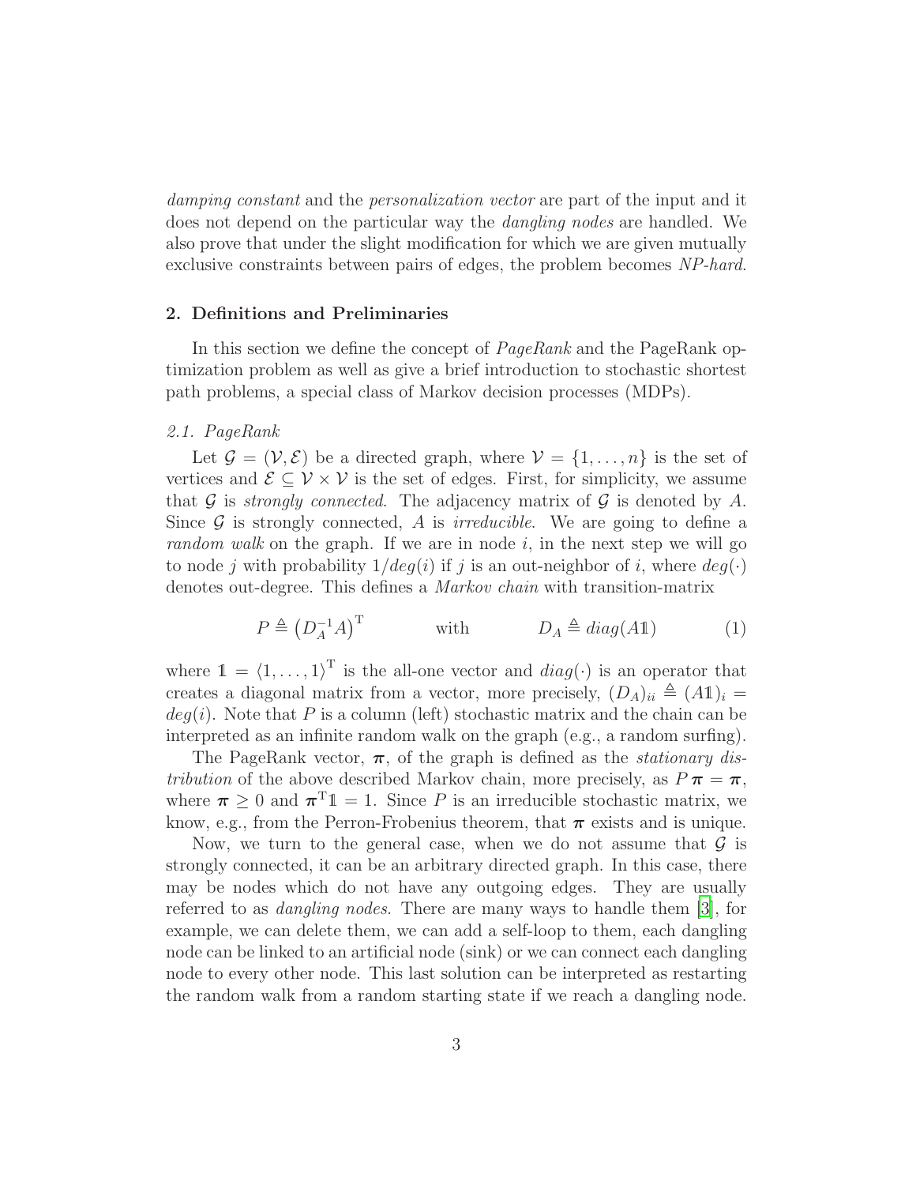*damping constant* and the *personalization vector* are part of the input and it does not depend on the particular way the *dangling nodes* are handled. We also prove that under the slight modification for which we are given mutually exclusive constraints between pairs of edges, the problem becomes *NP-hard*.

## 2. Definitions and Preliminaries

In this section we define the concept of *PageRank* and the PageRank optimization problem as well as give a brief introduction to stochastic shortest path problems, a special class of Markov decision processes (MDPs).

### 2.1. PageRank

Let $\mathcal{G} = (\mathcal{V}, \mathcal{E})$ be a directed graph, where $\mathcal{V} = \{1, \dots, n\}$ is the set of vertices and $\mathcal{E} \subseteq \mathcal{V} \times \mathcal{V}$ is the set of edges. First, for simplicity, we assume that $\mathcal{G}$ is *strongly connected*. The adjacency matrix of $\mathcal{G}$ is denoted by $A$. Since $\mathcal{G}$ is strongly connected, $A$ is *irreducible*. We are going to define a *random walk* on the graph. If we are in node $i$, in the next step we will go to node $j$ with probability $1/deg(i)$ if $j$ is an out-neighbor of $i$, where $deg(\cdot)$ denotes out-degree. This defines a *Markov chain* with transition-matrix

$$P \triangleq \left(D_A^{-1} A\right)^{\mathrm{T}} \qquad \text{with} \qquad D_A \triangleq diag(A\mathbb{1}) \tag{1}$$

where $\mathbb{1} = \langle 1, \dots, 1 \rangle^{\mathrm{T}}$ is the all-one vector and $diag(\cdot)$ is an operator that creates a diagonal matrix from a vector, more precisely, $(D_A)_{ii} \triangleq (A\mathbb{1})_i = deg(i)$. Note that $P$ is a column (left) stochastic matrix and the chain can be interpreted as an infinite random walk on the graph (e.g., a random surfing).

The PageRank vector, $\boldsymbol{\pi}$, of the graph is defined as the *stationary distribution* of the above described Markov chain, more precisely, as $P\boldsymbol{\pi} = \boldsymbol{\pi}$, where $\boldsymbol{\pi} \geq 0$ and $\boldsymbol{\pi}^{\mathrm{T}}\mathbb{1} = 1$. Since $P$ is an irreducible stochastic matrix, we know, e.g., from the Perron-Frobenius theorem, that $\boldsymbol{\pi}$ exists and is unique.

Now, we turn to the general case, when we do not assume that $\mathcal{G}$ is strongly connected, it can be an arbitrary directed graph. In this case, there may be nodes which do not have any outgoing edges. They are usually referred to as *dangling nodes*. There are many ways to handle them [3], for example, we can delete them, we can add a self-loop to them, each dangling node can be linked to an artificial node (sink) or we can connect each dangling node to every other node. This last solution can be interpreted as restarting the random walk from a random starting state if we reach a dangling node.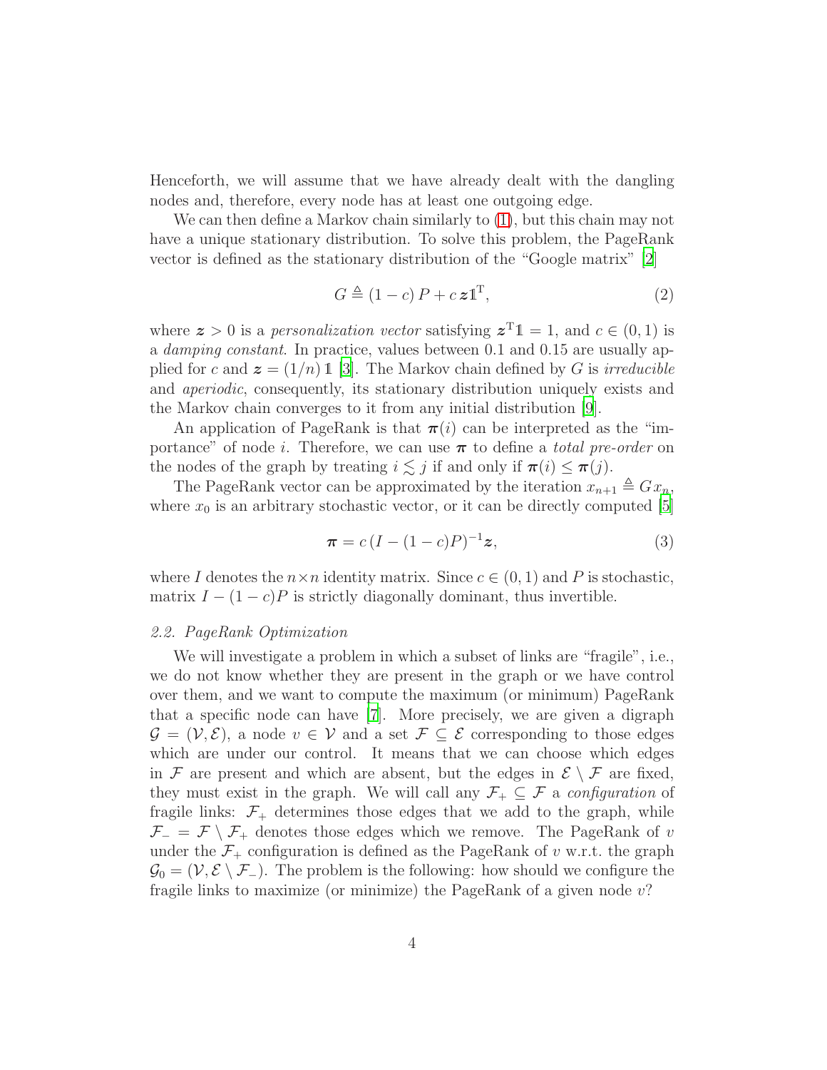Henceforth, we will assume that we have already dealt with the dangling nodes and, therefore, every node has at least one outgoing edge.

We can then define a Markov chain similarly to (1), but this chain may not have a unique stationary distribution. To solve this problem, the PageRank vector is defined as the stationary distribution of the "Google matrix" [2]

$$G \triangleq (1-c)\,P + c\,\boldsymbol{z}\mathbb{1}^{\mathrm{T}}, \tag{2}$$

where $\boldsymbol{z} > 0$ is a *personalization vector* satisfying $\boldsymbol{z}^{\mathrm{T}}\mathbb{1} = 1$, and $c \in (0,1)$ is a *damping constant*. In practice, values between 0.1 and 0.15 are usually applied for $c$ and $\boldsymbol{z} = (1/n)\,\mathbb{1}$ [3]. The Markov chain defined by $G$ is *irreducible* and *aperiodic*, consequently, its stationary distribution uniquely exists and the Markov chain converges to it from any initial distribution [9].

An application of PageRank is that $\boldsymbol{\pi}(i)$ can be interpreted as the "importance" of node $i$. Therefore, we can use $\boldsymbol{\pi}$ to define a *total pre-order* on the nodes of the graph by treating $i \lesssim j$ if and only if $\boldsymbol{\pi}(i) \leq \boldsymbol{\pi}(j)$.

The PageRank vector can be approximated by the iteration $x_{n+1} \triangleq G\,x_n$, where $x_0$ is an arbitrary stochastic vector, or it can be directly computed [5]

$$\boldsymbol{\pi} = c\,(I - (1-c)P)^{-1}\boldsymbol{z}, \tag{3}$$

where $I$ denotes the $n \times n$ identity matrix. Since $c \in (0,1)$ and $P$ is stochastic, matrix $I - (1-c)P$ is strictly diagonally dominant, thus invertible.

### 2.2. PageRank Optimization

We will investigate a problem in which a subset of links are "fragile", i.e., we do not know whether they are present in the graph or we have control over them, and we want to compute the maximum (or minimum) PageRank that a specific node can have [7]. More precisely, we are given a digraph $\mathcal{G} = (\mathcal{V}, \mathcal{E})$, a node $v \in \mathcal{V}$ and a set $\mathcal{F} \subseteq \mathcal{E}$ corresponding to those edges which are under our control. It means that we can choose which edges in $\mathcal{F}$ are present and which are absent, but the edges in $\mathcal{E} \setminus \mathcal{F}$ are fixed, they must exist in the graph. We will call any $\mathcal{F}_+ \subseteq \mathcal{F}$ a *configuration* of fragile links: $\mathcal{F}_+$ determines those edges that we add to the graph, while $\mathcal{F}_- = \mathcal{F} \setminus \mathcal{F}_+$ denotes those edges which we remove. The PageRank of $v$ under the $\mathcal{F}_+$ configuration is defined as the PageRank of $v$ w.r.t. the graph $\mathcal{G}_0 = (\mathcal{V}, \mathcal{E} \setminus \mathcal{F}_-)$. The problem is the following: how should we configure the fragile links to maximize (or minimize) the PageRank of a given node $v$?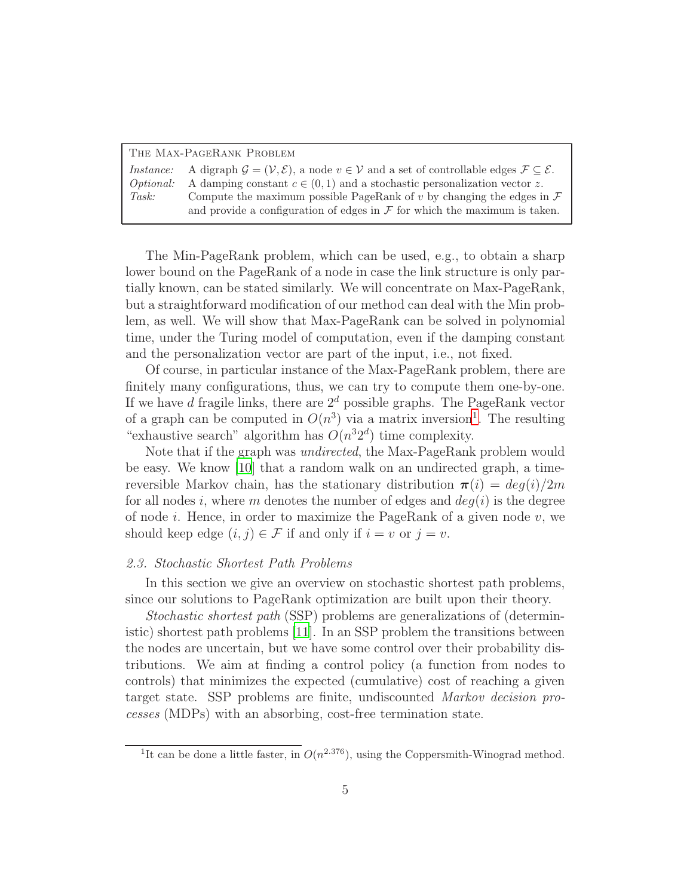| The Max-PageRank Problem | |
|---|---|
| *Instance:* | A digraph $\mathcal{G} = (\mathcal{V}, \mathcal{E})$, a node $v \in \mathcal{V}$ and a set of controllable edges $\mathcal{F} \subseteq \mathcal{E}$. |
| *Optional:* | A damping constant $c \in (0, 1)$ and a stochastic personalization vector $z$. |
| *Task:* | Compute the maximum possible PageRank of $v$ by changing the edges in $\mathcal{F}$ and provide a configuration of edges in $\mathcal{F}$ for which the maximum is taken. |

The Min-PageRank problem, which can be used, e.g., to obtain a sharp lower bound on the PageRank of a node in case the link structure is only partially known, can be stated similarly. We will concentrate on Max-PageRank, but a straightforward modification of our method can deal with the Min problem, as well. We will show that Max-PageRank can be solved in polynomial time, under the Turing model of computation, even if the damping constant and the personalization vector are part of the input, i.e., not fixed.

Of course, in particular instance of the Max-PageRank problem, there are finitely many configurations, thus, we can try to compute them one-by-one. If we have $d$ fragile links, there are $2^d$ possible graphs. The PageRank vector of a graph can be computed in $O(n^3)$ via a matrix inversion[1]. The resulting "exhaustive search" algorithm has $O(n^3 2^d)$ time complexity.

Note that if the graph was *undirected*, the Max-PageRank problem would be easy. We know [10] that a random walk on an undirected graph, a time-reversible Markov chain, has the stationary distribution $\boldsymbol{\pi}(i) = deg(i)/2m$ for all nodes $i$, where $m$ denotes the number of edges and $deg(i)$ is the degree of node $i$. Hence, in order to maximize the PageRank of a given node $v$, we should keep edge $(i, j) \in \mathcal{F}$ if and only if $i = v$ or $j = v$.

### *2.3. Stochastic Shortest Path Problems*

In this section we give an overview on stochastic shortest path problems, since our solutions to PageRank optimization are built upon their theory.

*Stochastic shortest path* (SSP) problems are generalizations of (deterministic) shortest path problems [11]. In an SSP problem the transitions between the nodes are uncertain, but we have some control over their probability distributions. We aim at finding a control policy (a function from nodes to controls) that minimizes the expected (cumulative) cost of reaching a given target state. SSP problems are finite, undiscounted *Markov decision processes* (MDPs) with an absorbing, cost-free termination state.

[1] It can be done a little faster, in $O(n^{2.376})$, using the Coppersmith-Winograd method.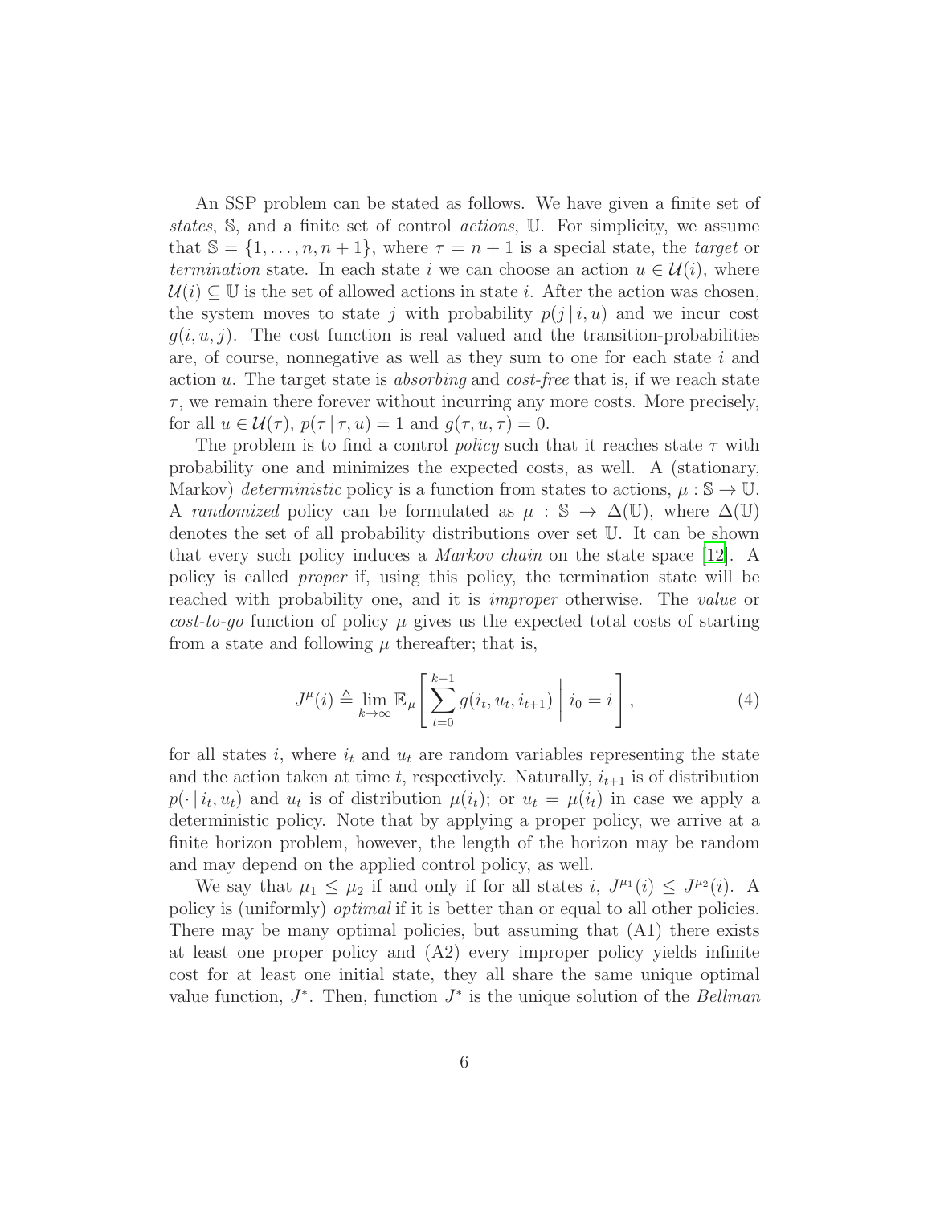An SSP problem can be stated as follows. We have given a finite set of *states*, $\mathbb{S}$, and a finite set of control *actions*, $\mathbb{U}$. For simplicity, we assume that $\mathbb{S} = \{1, \dots, n, n+1\}$, where $\tau = n+1$ is a special state, the *target* or *termination* state. In each state $i$ we can choose an action $u \in \mathcal{U}(i)$, where $\mathcal{U}(i) \subseteq \mathbb{U}$ is the set of allowed actions in state $i$. After the action was chosen, the system moves to state $j$ with probability $p(j \,|\, i, u)$ and we incur cost $g(i, u, j)$. The cost function is real valued and the transition-probabilities are, of course, nonnegative as well as they sum to one for each state $i$ and action $u$. The target state is *absorbing* and *cost-free* that is, if we reach state $\tau$, we remain there forever without incurring any more costs. More precisely, for all $u \in \mathcal{U}(\tau)$, $p(\tau \,|\, \tau, u) = 1$ and $g(\tau, u, \tau) = 0$.

The problem is to find a control *policy* such that it reaches state $\tau$ with probability one and minimizes the expected costs, as well. A (stationary, Markov) *deterministic* policy is a function from states to actions, $\mu : \mathbb{S} \to \mathbb{U}$. A *randomized* policy can be formulated as $\mu : \mathbb{S} \to \Delta(\mathbb{U})$, where $\Delta(\mathbb{U})$ denotes the set of all probability distributions over set $\mathbb{U}$. It can be shown that every such policy induces a *Markov chain* on the state space [12]. A policy is called *proper* if, using this policy, the termination state will be reached with probability one, and it is *improper* otherwise. The *value* or *cost-to-go* function of policy $\mu$ gives us the expected total costs of starting from a state and following $\mu$ thereafter; that is,

$$J^{\mu}(i) \triangleq \lim_{k \to \infty} \mathbb{E}_{\mu}\left[\, \sum_{t=0}^{k-1} g(i_t, u_t, i_{t+1}) \,\middle|\, i_0 = i \right], \tag{4}$$

for all states $i$, where $i_t$ and $u_t$ are random variables representing the state and the action taken at time $t$, respectively. Naturally, $i_{t+1}$ is of distribution $p(\cdot \,|\, i_t, u_t)$ and $u_t$ is of distribution $\mu(i_t)$; or $u_t = \mu(i_t)$ in case we apply a deterministic policy. Note that by applying a proper policy, we arrive at a finite horizon problem, however, the length of the horizon may be random and may depend on the applied control policy, as well.

We say that $\mu_1 \leq \mu_2$ if and only if for all states $i$, $J^{\mu_1}(i) \leq J^{\mu_2}(i)$. A policy is (uniformly) *optimal* if it is better than or equal to all other policies. There may be many optimal policies, but assuming that (A1) there exists at least one proper policy and (A2) every improper policy yields infinite cost for at least one initial state, they all share the same unique optimal value function, $J^*$. Then, function $J^*$ is the unique solution of the *Bellman*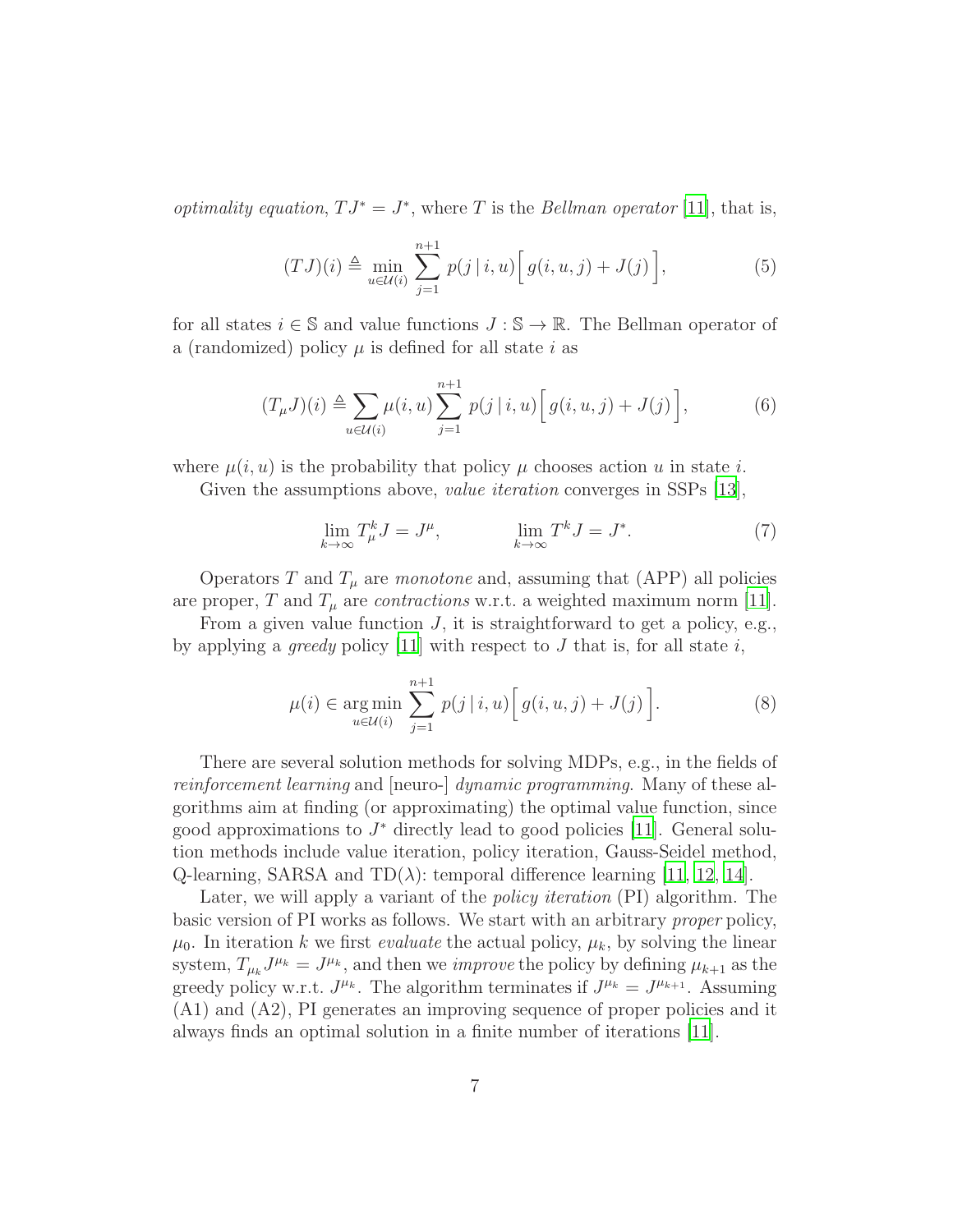*optimality equation*, $TJ^* = J^*$, where $T$ is the *Bellman operator* [11], that is,

$$(TJ)(i) \triangleq \min_{u \in \mathcal{U}(i)} \sum_{j=1}^{n+1} p(j \mid i, u) \Big[ g(i, u, j) + J(j) \Big], \tag{5}$$

for all states $i \in \mathbb{S}$ and value functions $J : \mathbb{S} \to \mathbb{R}$. The Bellman operator of a (randomized) policy $\mu$ is defined for all state $i$ as

$$(T_\mu J)(i) \triangleq \sum_{u \in \mathcal{U}(i)} \mu(i, u) \sum_{j=1}^{n+1} p(j \mid i, u) \Big[ g(i, u, j) + J(j) \Big], \tag{6}$$

where $\mu(i, u)$ is the probability that policy $\mu$ chooses action $u$ in state $i$.

Given the assumptions above, *value iteration* converges in SSPs [13],

$$\lim_{k \to \infty} T_\mu^k J = J^\mu, \qquad\qquad \lim_{k \to \infty} T^k J = J^*. \tag{7}$$

Operators $T$ and $T_\mu$ are *monotone* and, assuming that (APP) all policies are proper, $T$ and $T_\mu$ are *contractions* w.r.t. a weighted maximum norm [11].

From a given value function $J$, it is straightforward to get a policy, e.g., by applying a *greedy* policy [11] with respect to $J$ that is, for all state $i$,

$$\mu(i) \in \operatorname*{arg\,min}_{u \in \mathcal{U}(i)} \sum_{j=1}^{n+1} p(j \mid i, u) \Big[ g(i, u, j) + J(j) \Big]. \tag{8}$$

There are several solution methods for solving MDPs, e.g., in the fields of *reinforcement learning* and [neuro-] *dynamic programming*. Many of these algorithms aim at finding (or approximating) the optimal value function, since good approximations to $J^*$ directly lead to good policies [11]. General solution methods include value iteration, policy iteration, Gauss-Seidel method, Q-learning, SARSA and TD($\lambda$): temporal difference learning [11, 12, 14].

Later, we will apply a variant of the *policy iteration* (PI) algorithm. The basic version of PI works as follows. We start with an arbitrary *proper* policy, $\mu_0$. In iteration $k$ we first *evaluate* the actual policy, $\mu_k$, by solving the linear system, $T_{\mu_k} J^{\mu_k} = J^{\mu_k}$, and then we *improve* the policy by defining $\mu_{k+1}$ as the greedy policy w.r.t. $J^{\mu_k}$. The algorithm terminates if $J^{\mu_k} = J^{\mu_{k+1}}$. Assuming (A1) and (A2), PI generates an improving sequence of proper policies and it always finds an optimal solution in a finite number of iterations [11].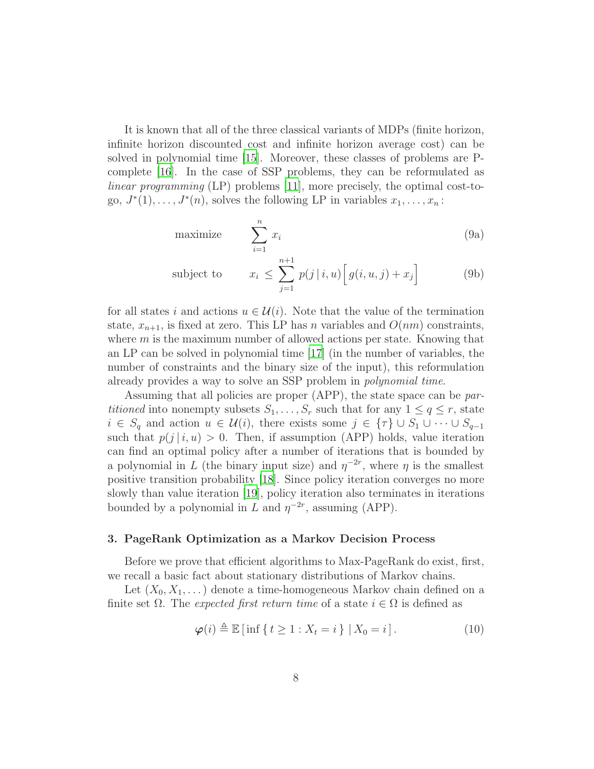It is known that all of the three classical variants of MDPs (finite horizon, infinite horizon discounted cost and infinite horizon average cost) can be solved in polynomial time [15]. Moreover, these classes of problems are P-complete [16]. In the case of SSP problems, they can be reformulated as *linear programming* (LP) problems [11], more precisely, the optimal cost-to-go, $J^*(1), \dots, J^*(n)$, solves the following LP in variables $x_1, \dots, x_n$:

$$\text{maximize} \qquad \sum_{i=1}^{n} x_i \tag{9a}$$

$$\text{subject to} \qquad x_i \leq \sum_{j=1}^{n+1} p(j \,|\, i, u) \Big[ g(i, u, j) + x_j \Big] \tag{9b}$$

for all states $i$ and actions $u \in \mathcal{U}(i)$. Note that the value of the termination state, $x_{n+1}$, is fixed at zero. This LP has $n$ variables and $O(nm)$ constraints, where $m$ is the maximum number of allowed actions per state. Knowing that an LP can be solved in polynomial time [17] (in the number of variables, the number of constraints and the binary size of the input), this reformulation already provides a way to solve an SSP problem in *polynomial time*.

Assuming that all policies are proper (APP), the state space can be *partitioned* into nonempty subsets $S_1, \dots, S_r$ such that for any $1 \leq q \leq r$, state $i \in S_q$ and action $u \in \mathcal{U}(i)$, there exists some $j \in \{\tau\} \cup S_1 \cup \dots \cup S_{q-1}$ such that $p(j \,|\, i, u) > 0$. Then, if assumption (APP) holds, value iteration can find an optimal policy after a number of iterations that is bounded by a polynomial in $L$ (the binary input size) and $\eta^{-2r}$, where $\eta$ is the smallest positive transition probability [18]. Since policy iteration converges no more slowly than value iteration [19], policy iteration also terminates in iterations bounded by a polynomial in $L$ and $\eta^{-2r}$, assuming (APP).

## 3. PageRank Optimization as a Markov Decision Process

Before we prove that efficient algorithms to Max-PageRank do exist, first, we recall a basic fact about stationary distributions of Markov chains.

Let $(X_0, X_1, \dots)$ denote a time-homogeneous Markov chain defined on a finite set $\Omega$. The *expected first return time* of a state $i \in \Omega$ is defined as

$$\boldsymbol{\varphi}(i) \triangleq \mathbb{E}\left[\inf\{\, t \geq 1 : X_t = i \,\} \mid X_0 = i\,\right]. \tag{10}$$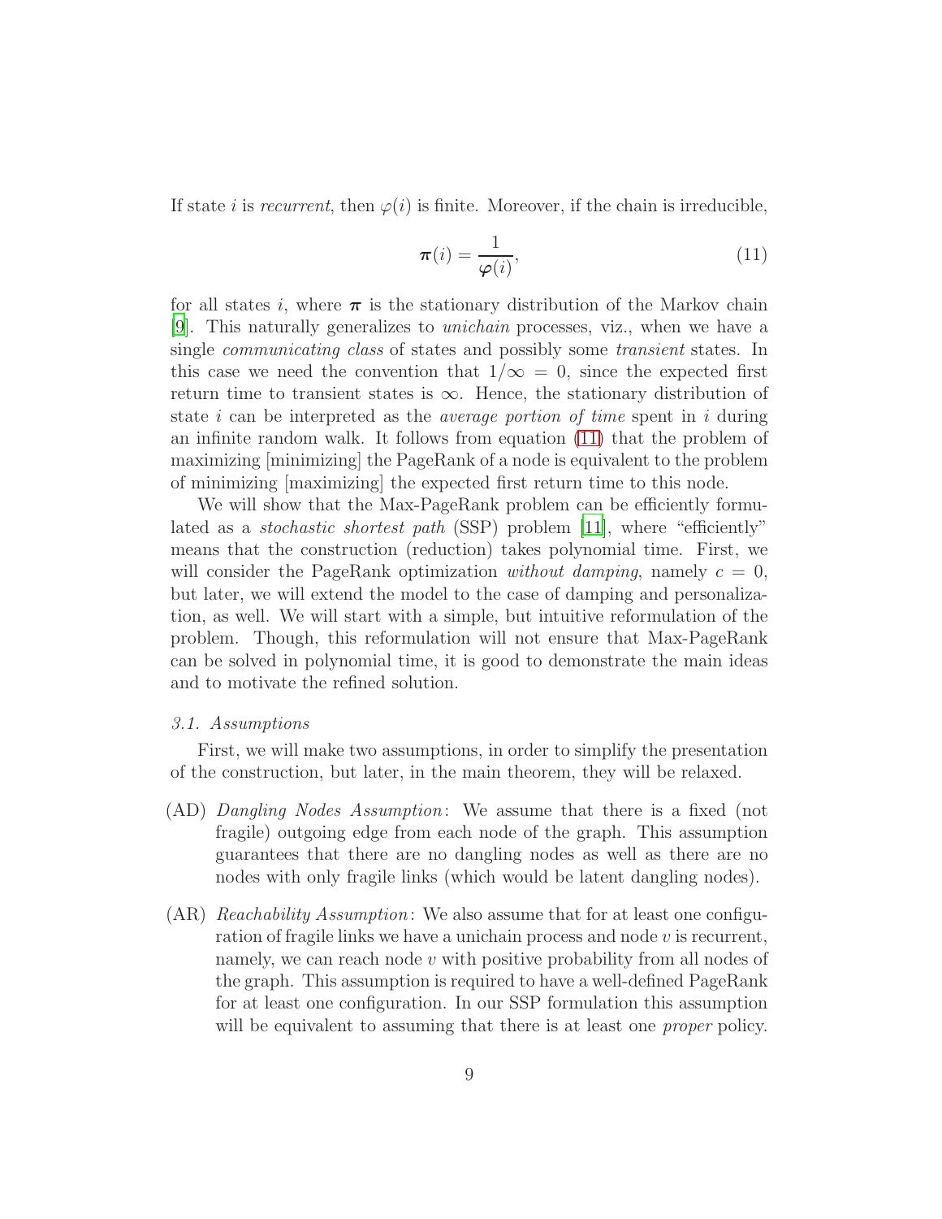If state $i$ is *recurrent*, then $\varphi(i)$ is finite. Moreover, if the chain is irreducible,

$$\boldsymbol{\pi}(i) = \frac{1}{\boldsymbol{\varphi}(i)}, \tag{11}$$

for all states $i$, where $\boldsymbol{\pi}$ is the stationary distribution of the Markov chain [9]. This naturally generalizes to *unichain* processes, viz., when we have a single *communicating class* of states and possibly some *transient* states. In this case we need the convention that $1/\infty = 0$, since the expected first return time to transient states is $\infty$. Hence, the stationary distribution of state $i$ can be interpreted as the *average portion of time* spent in $i$ during an infinite random walk. It follows from equation (11) that the problem of maximizing [minimizing] the PageRank of a node is equivalent to the problem of minimizing [maximizing] the expected first return time to this node.

We will show that the Max-PageRank problem can be efficiently formulated as a *stochastic shortest path* (SSP) problem [11], where "efficiently" means that the construction (reduction) takes polynomial time. First, we will consider the PageRank optimization *without damping*, namely $c = 0$, but later, we will extend the model to the case of damping and personalization, as well. We will start with a simple, but intuitive reformulation of the problem. Though, this reformulation will not ensure that Max-PageRank can be solved in polynomial time, it is good to demonstrate the main ideas and to motivate the refined solution.

### 3.1. Assumptions

First, we will make two assumptions, in order to simplify the presentation of the construction, but later, in the main theorem, they will be relaxed.

- (AD) *Dangling Nodes Assumption*: We assume that there is a fixed (not fragile) outgoing edge from each node of the graph. This assumption guarantees that there are no dangling nodes as well as there are no nodes with only fragile links (which would be latent dangling nodes).
- (AR) *Reachability Assumption*: We also assume that for at least one configuration of fragile links we have a unichain process and node $v$ is recurrent, namely, we can reach node $v$ with positive probability from all nodes of the graph. This assumption is required to have a well-defined PageRank for at least one configuration. In our SSP formulation this assumption will be equivalent to assuming that there is at least one *proper* policy.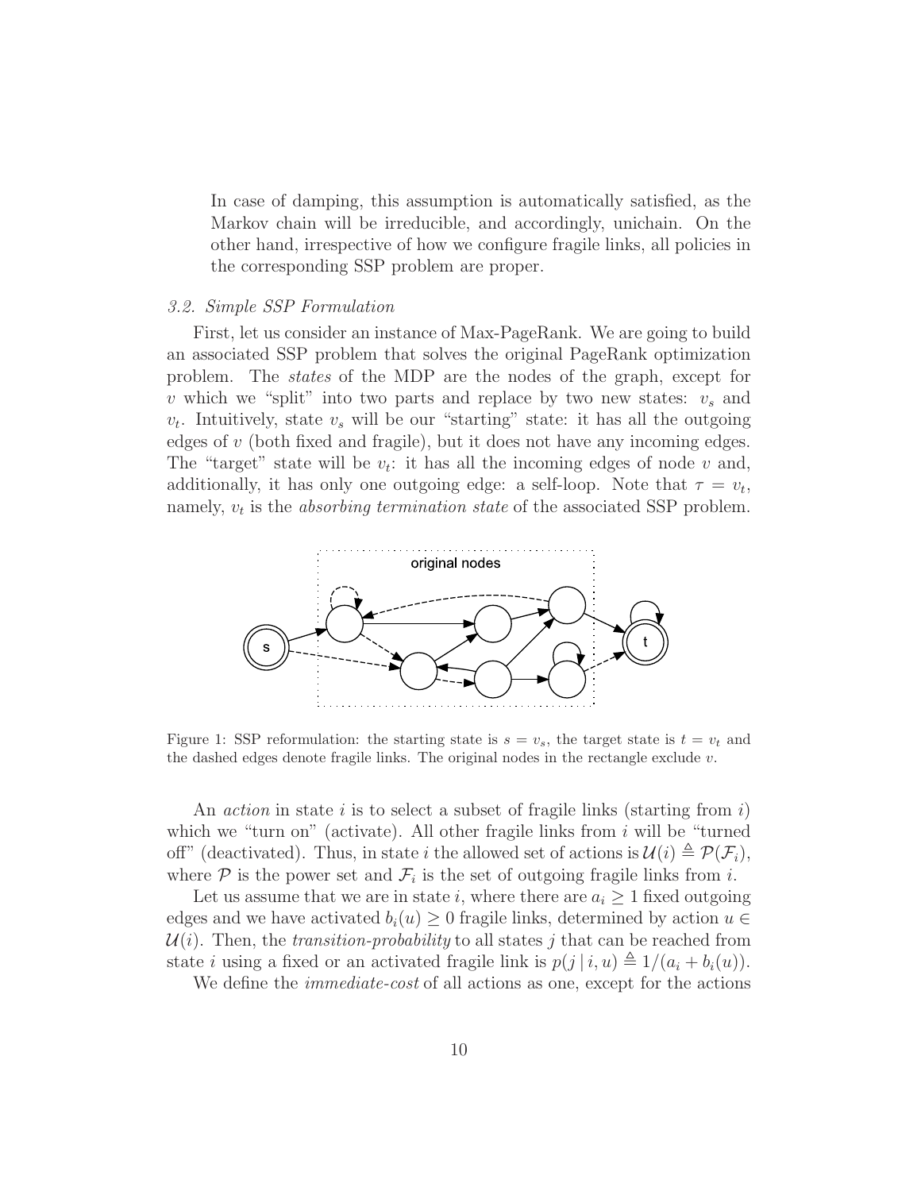In case of damping, this assumption is automatically satisfied, as the Markov chain will be irreducible, and accordingly, unichain. On the other hand, irrespective of how we configure fragile links, all policies in the corresponding SSP problem are proper.

### 3.2. Simple SSP Formulation

First, let us consider an instance of Max-PageRank. We are going to build an associated SSP problem that solves the original PageRank optimization problem. The *states* of the MDP are the nodes of the graph, except for $v$ which we "split" into two parts and replace by two new states: $v_s$ and $v_t$. Intuitively, state $v_s$ will be our "starting" state: it has all the outgoing edges of $v$ (both fixed and fragile), but it does not have any incoming edges. The "target" state will be $v_t$: it has all the incoming edges of node $v$ and, additionally, it has only one outgoing edge: a self-loop. Note that $\tau = v_t$, namely, $v_t$ is the *absorbing termination state* of the associated SSP problem.

Figure 1: SSP reformulation: the starting state is $s = v_s$, the target state is $t = v_t$ and the dashed edges denote fragile links. The original nodes in the rectangle exclude $v$.

An *action* in state $i$ is to select a subset of fragile links (starting from $i$) which we "turn on" (activate). All other fragile links from $i$ will be "turned off" (deactivated). Thus, in state $i$ the allowed set of actions is $\mathcal{U}(i) \triangleq \mathcal{P}(\mathcal{F}_i)$, where $\mathcal{P}$ is the power set and $\mathcal{F}_i$ is the set of outgoing fragile links from $i$.

Let us assume that we are in state $i$, where there are $a_i \geq 1$ fixed outgoing edges and we have activated $b_i(u) \geq 0$ fragile links, determined by action $u \in \mathcal{U}(i)$. Then, the *transition-probability* to all states $j$ that can be reached from state $i$ using a fixed or an activated fragile link is $p(j \,|\, i, u) \triangleq 1/(a_i + b_i(u))$.

We define the *immediate-cost* of all actions as one, except for the actions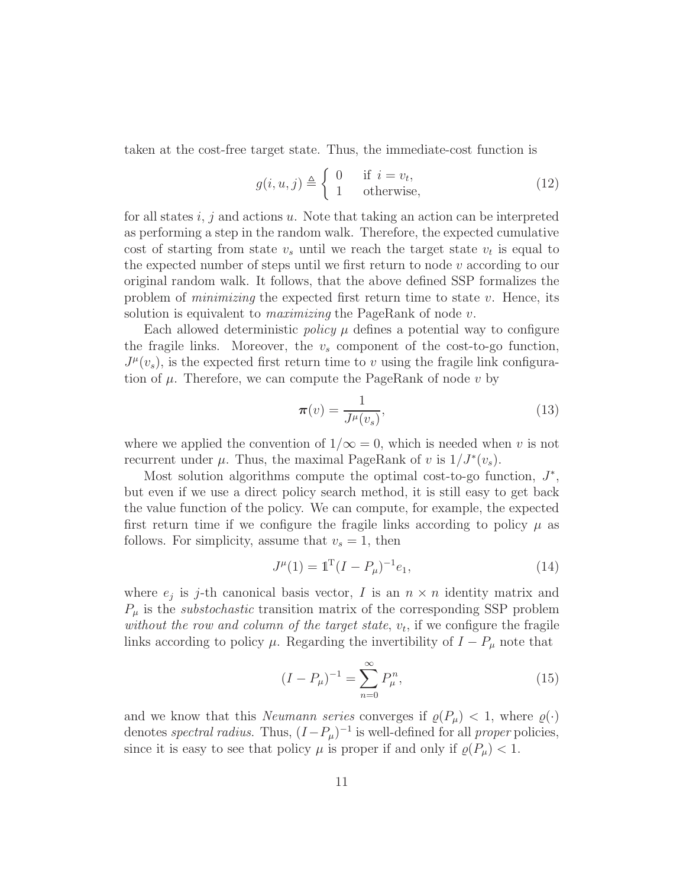taken at the cost-free target state. Thus, the immediate-cost function is

$$g(i, u, j) \triangleq \begin{cases} 0 & \text{if } i = v_t, \\ 1 & \text{otherwise,} \end{cases} \tag{12}$$

for all states $i$, $j$ and actions $u$. Note that taking an action can be interpreted as performing a step in the random walk. Therefore, the expected cumulative cost of starting from state $v_s$ until we reach the target state $v_t$ is equal to the expected number of steps until we first return to node $v$ according to our original random walk. It follows, that the above defined SSP formalizes the problem of *minimizing* the expected first return time to state $v$. Hence, its solution is equivalent to *maximizing* the PageRank of node $v$.

Each allowed deterministic *policy* $\mu$ defines a potential way to configure the fragile links. Moreover, the $v_s$ component of the cost-to-go function, $J^{\mu}(v_s)$, is the expected first return time to $v$ using the fragile link configuration of $\mu$. Therefore, we can compute the PageRank of node $v$ by

$$\boldsymbol{\pi}(v) = \frac{1}{J^{\mu}(v_s)}, \tag{13}$$

where we applied the convention of $1/\infty = 0$, which is needed when $v$ is not recurrent under $\mu$. Thus, the maximal PageRank of $v$ is $1/J^{*}(v_s)$.

Most solution algorithms compute the optimal cost-to-go function, $J^{*}$, but even if we use a direct policy search method, it is still easy to get back the value function of the policy. We can compute, for example, the expected first return time if we configure the fragile links according to policy $\mu$ as follows. For simplicity, assume that $v_s = 1$, then

$$J^{\mu}(1) = \mathbb{1}^{\mathrm{T}}(I - P_{\mu})^{-1} e_1, \tag{14}$$

where $e_j$ is $j$-th canonical basis vector, $I$ is an $n \times n$ identity matrix and $P_{\mu}$ is the *substochastic* transition matrix of the corresponding SSP problem *without the row and column of the target state*, $v_t$, if we configure the fragile links according to policy $\mu$. Regarding the invertibility of $I - P_{\mu}$ note that

$$(I - P_{\mu})^{-1} = \sum_{n=0}^{\infty} P_{\mu}^{n}, \tag{15}$$

and we know that this *Neumann series* converges if $\varrho(P_{\mu}) < 1$, where $\varrho(\cdot)$ denotes *spectral radius*. Thus, $(I - P_{\mu})^{-1}$ is well-defined for all *proper* policies, since it is easy to see that policy $\mu$ is proper if and only if $\varrho(P_{\mu}) < 1$.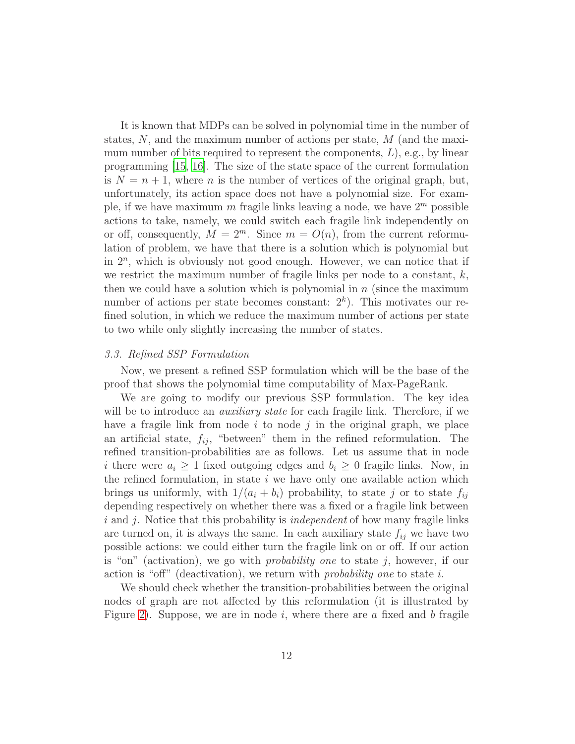It is known that MDPs can be solved in polynomial time in the number of states, $N$, and the maximum number of actions per state, $M$ (and the maximum number of bits required to represent the components, $L$), e.g., by linear programming [15, 16]. The size of the state space of the current formulation is $N = n + 1$, where $n$ is the number of vertices of the original graph, but, unfortunately, its action space does not have a polynomial size. For example, if we have maximum $m$ fragile links leaving a node, we have $2^m$ possible actions to take, namely, we could switch each fragile link independently on or off, consequently, $M = 2^m$. Since $m = O(n)$, from the current reformulation of problem, we have that there is a solution which is polynomial but in $2^n$, which is obviously not good enough. However, we can notice that if we restrict the maximum number of fragile links per node to a constant, $k$, then we could have a solution which is polynomial in $n$ (since the maximum number of actions per state becomes constant: $2^k$). This motivates our refined solution, in which we reduce the maximum number of actions per state to two while only slightly increasing the number of states.

### *3.3. Refined SSP Formulation*

Now, we present a refined SSP formulation which will be the base of the proof that shows the polynomial time computability of Max-PageRank.

We are going to modify our previous SSP formulation. The key idea will be to introduce an *auxiliary state* for each fragile link. Therefore, if we have a fragile link from node $i$ to node $j$ in the original graph, we place an artificial state, $f_{ij}$, "between" them in the refined reformulation. The refined transition-probabilities are as follows. Let us assume that in node $i$ there were $a_i \geq 1$ fixed outgoing edges and $b_i \geq 0$ fragile links. Now, in the refined formulation, in state $i$ we have only one available action which brings us uniformly, with $1/(a_i + b_i)$ probability, to state $j$ or to state $f_{ij}$ depending respectively on whether there was a fixed or a fragile link between $i$ and $j$. Notice that this probability is *independent* of how many fragile links are turned on, it is always the same. In each auxiliary state $f_{ij}$ we have two possible actions: we could either turn the fragile link on or off. If our action is "on" (activation), we go with *probability one* to state $j$, however, if our action is "off" (deactivation), we return with *probability one* to state $i$.

We should check whether the transition-probabilities between the original nodes of graph are not affected by this reformulation (it is illustrated by Figure 2). Suppose, we are in node $i$, where there are $a$ fixed and $b$ fragile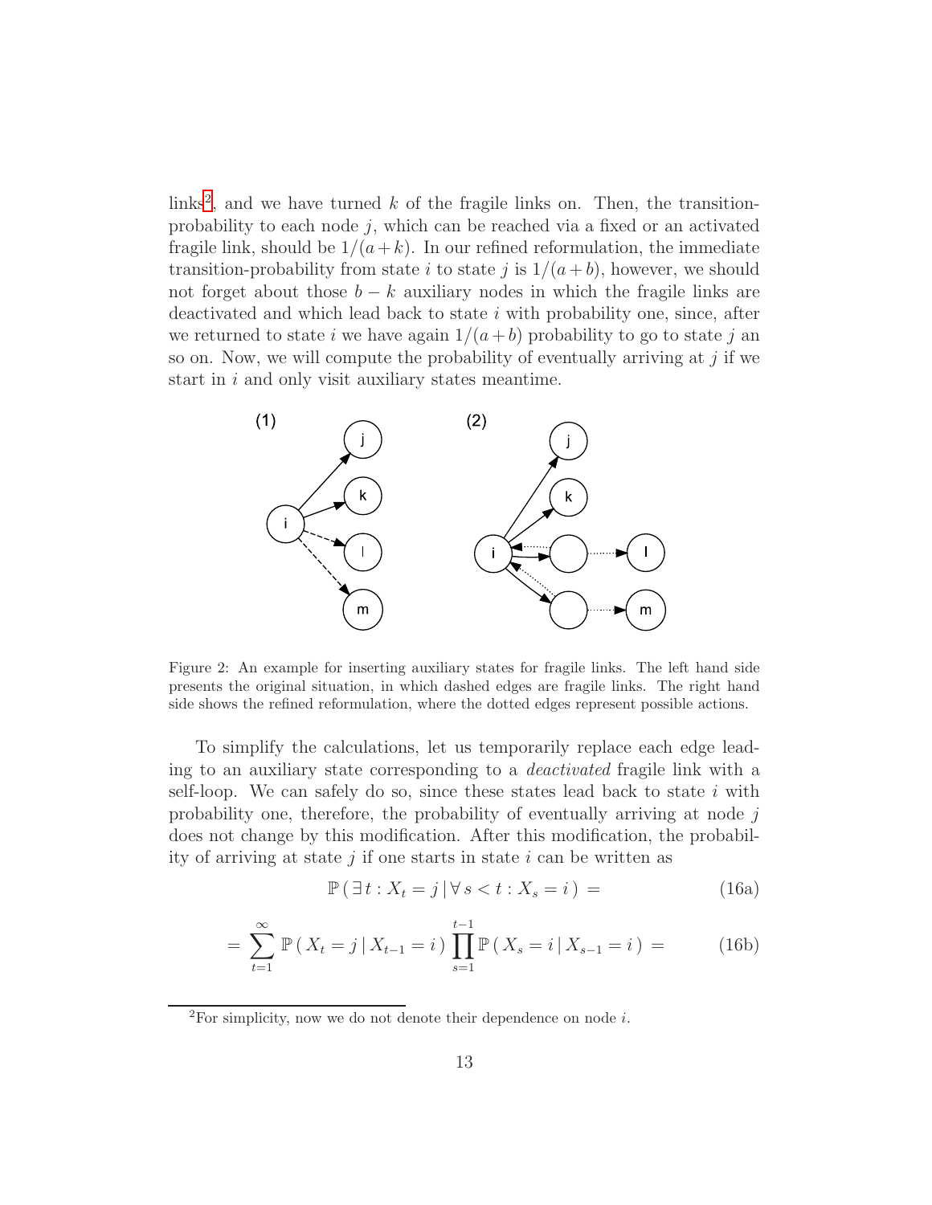links[2], and we have turned $k$ of the fragile links on. Then, the transition-probability to each node $j$, which can be reached via a fixed or an activated fragile link, should be $1/(a+k)$. In our refined reformulation, the immediate transition-probability from state $i$ to state $j$ is $1/(a+b)$, however, we should not forget about those $b-k$ auxiliary nodes in which the fragile links are deactivated and which lead back to state $i$ with probability one, since, after we returned to state $i$ we have again $1/(a+b)$ probability to go to state $j$ an so on. Now, we will compute the probability of eventually arriving at $j$ if we start in $i$ and only visit auxiliary states meantime.

Figure 2: An example for inserting auxiliary states for fragile links. The left hand side presents the original situation, in which dashed edges are fragile links. The right hand side shows the refined reformulation, where the dotted edges represent possible actions.

To simplify the calculations, let us temporarily replace each edge leading to an auxiliary state corresponding to a *deactivated* fragile link with a self-loop. We can safely do so, since these states lead back to state $i$ with probability one, therefore, the probability of eventually arriving at node $j$ does not change by this modification. After this modification, the probability of arriving at state $j$ if one starts in state $i$ can be written as

$$\mathbb{P}\left(\,\exists\, t : X_t = j \,|\, \forall\, s < t : X_s = i\,\right) = \tag{16a}$$

$$= \sum_{t=1}^{\infty} \mathbb{P}\left(\,X_t = j \,|\, X_{t-1} = i\,\right) \prod_{s=1}^{t-1} \mathbb{P}\left(\,X_s = i \,|\, X_{s-1} = i\,\right) = \tag{16b}$$

[2]For simplicity, now we do not denote their dependence on node $i$.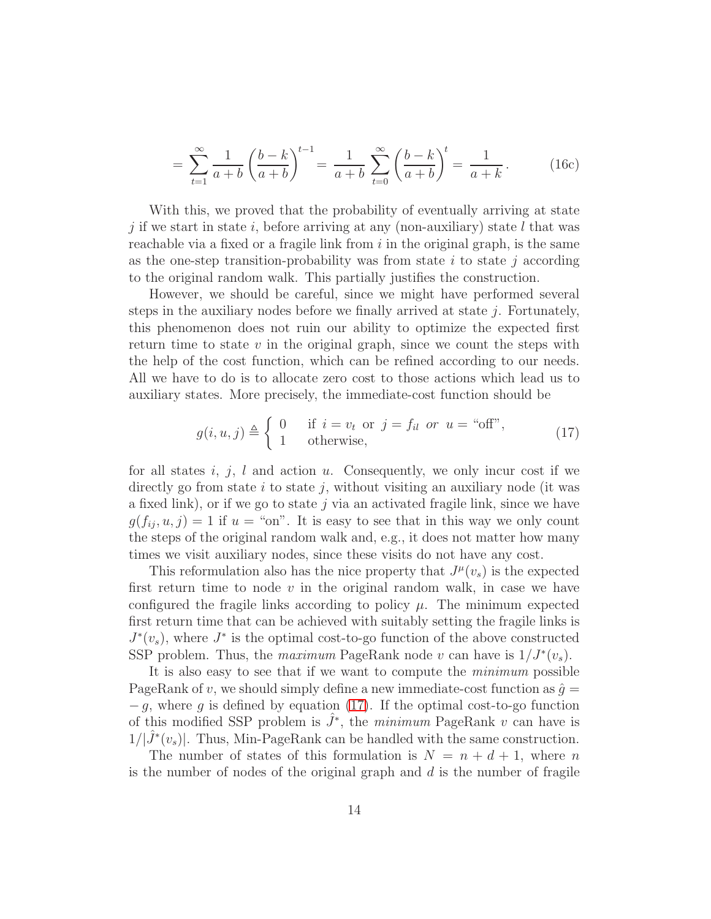$$= \sum_{t=1}^{\infty} \frac{1}{a+b} \left( \frac{b-k}{a+b} \right)^{t-1} = \frac{1}{a+b} \sum_{t=0}^{\infty} \left( \frac{b-k}{a+b} \right)^{t} = \frac{1}{a+k}. \tag{16c}$$

With this, we proved that the probability of eventually arriving at state $j$ if we start in state $i$, before arriving at any (non-auxiliary) state $l$ that was reachable via a fixed or a fragile link from $i$ in the original graph, is the same as the one-step transition-probability was from state $i$ to state $j$ according to the original random walk. This partially justifies the construction.

However, we should be careful, since we might have performed several steps in the auxiliary nodes before we finally arrived at state $j$. Fortunately, this phenomenon does not ruin our ability to optimize the expected first return time to state $v$ in the original graph, since we count the steps with the help of the cost function, which can be refined according to our needs. All we have to do is to allocate zero cost to those actions which lead us to auxiliary states. More precisely, the immediate-cost function should be

$$g(i, u, j) \triangleq \begin{cases} 0 & \text{if } i = v_t \text{ or } j = f_{il} \textit{ or } u = \text{"off"}, \\ 1 & \text{otherwise}, \end{cases} \tag{17}$$

for all states $i$, $j$, $l$ and action $u$. Consequently, we only incur cost if we directly go from state $i$ to state $j$, without visiting an auxiliary node (it was a fixed link), or if we go to state $j$ via an activated fragile link, since we have $g(f_{ij}, u, j) = 1$ if $u =$ "on". It is easy to see that in this way we only count the steps of the original random walk and, e.g., it does not matter how many times we visit auxiliary nodes, since these visits do not have any cost.

This reformulation also has the nice property that $J^{\mu}(v_s)$ is the expected first return time to node $v$ in the original random walk, in case we have configured the fragile links according to policy $\mu$. The minimum expected first return time that can be achieved with suitably setting the fragile links is $J^*(v_s)$, where $J^*$ is the optimal cost-to-go function of the above constructed SSP problem. Thus, the *maximum* PageRank node $v$ can have is $1/J^*(v_s)$.

It is also easy to see that if we want to compute the *minimum* possible PageRank of $v$, we should simply define a new immediate-cost function as $\hat{g} = -g$, where $g$ is defined by equation (17). If the optimal cost-to-go function of this modified SSP problem is $\hat{J}^*$, the *minimum* PageRank $v$ can have is $1/|\hat{J}^*(v_s)|$. Thus, Min-PageRank can be handled with the same construction.

The number of states of this formulation is $N = n + d + 1$, where $n$ is the number of nodes of the original graph and $d$ is the number of fragile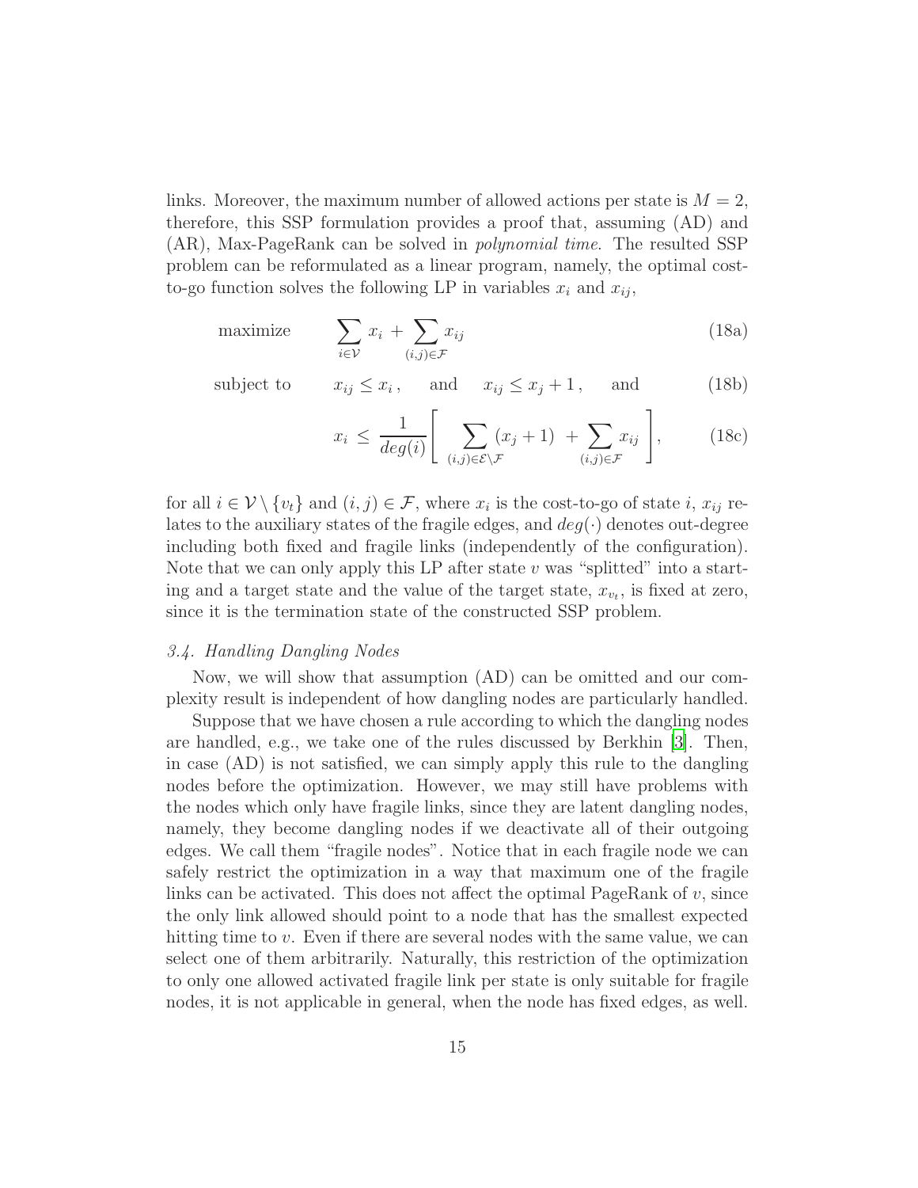links. Moreover, the maximum number of allowed actions per state is $M = 2$, therefore, this SSP formulation provides a proof that, assuming (AD) and (AR), Max-PageRank can be solved in *polynomial time*. The resulted SSP problem can be reformulated as a linear program, namely, the optimal cost-to-go function solves the following LP in variables $x_i$ and $x_{ij}$,

$$\text{maximize} \qquad \sum_{i \in \mathcal{V}} x_i + \sum_{(i,j) \in \mathcal{F}} x_{ij} \tag{18a}$$

$$\text{subject to} \qquad x_{ij} \leq x_i \,, \quad \text{and} \quad x_{ij} \leq x_j + 1 \,, \quad \text{and} \tag{18b}$$

$$x_i \leq \frac{1}{deg(i)} \Bigg[ \sum_{(i,j) \in \mathcal{E} \setminus \mathcal{F}} (x_j + 1) + \sum_{(i,j) \in \mathcal{F}} x_{ij} \Bigg], \tag{18c}$$

for all $i \in \mathcal{V} \setminus \{v_t\}$ and $(i, j) \in \mathcal{F}$, where $x_i$ is the cost-to-go of state $i$, $x_{ij}$ relates to the auxiliary states of the fragile edges, and $deg(\cdot)$ denotes out-degree including both fixed and fragile links (independently of the configuration). Note that we can only apply this LP after state $v$ was "splitted" into a starting and a target state and the value of the target state, $x_{v_t}$, is fixed at zero, since it is the termination state of the constructed SSP problem.

### *3.4. Handling Dangling Nodes*

Now, we will show that assumption (AD) can be omitted and our complexity result is independent of how dangling nodes are particularly handled.

Suppose that we have chosen a rule according to which the dangling nodes are handled, e.g., we take one of the rules discussed by Berkhin [3]. Then, in case (AD) is not satisfied, we can simply apply this rule to the dangling nodes before the optimization. However, we may still have problems with the nodes which only have fragile links, since they are latent dangling nodes, namely, they become dangling nodes if we deactivate all of their outgoing edges. We call them "fragile nodes". Notice that in each fragile node we can safely restrict the optimization in a way that maximum one of the fragile links can be activated. This does not affect the optimal PageRank of $v$, since the only link allowed should point to a node that has the smallest expected hitting time to $v$. Even if there are several nodes with the same value, we can select one of them arbitrarily. Naturally, this restriction of the optimization to only one allowed activated fragile link per state is only suitable for fragile nodes, it is not applicable in general, when the node has fixed edges, as well.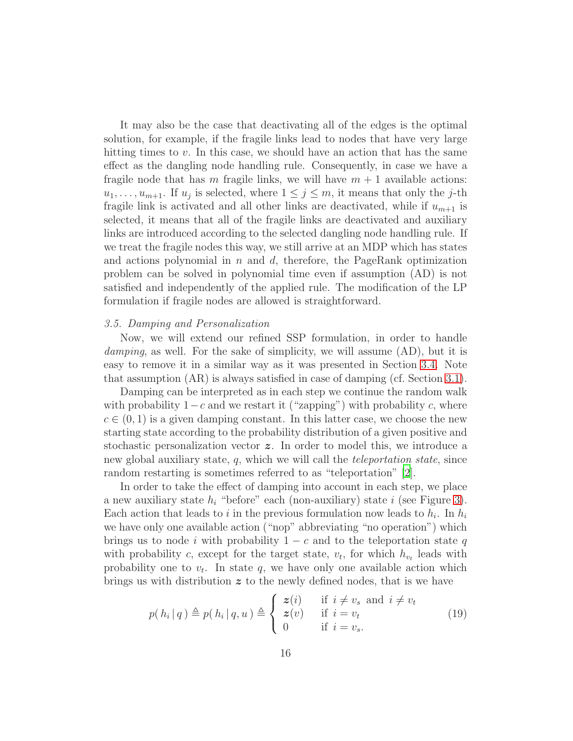It may also be the case that deactivating all of the edges is the optimal solution, for example, if the fragile links lead to nodes that have very large hitting times to $v$. In this case, we should have an action that has the same effect as the dangling node handling rule. Consequently, in case we have a fragile node that has $m$ fragile links, we will have $m+1$ available actions: $u_1, \ldots, u_{m+1}$. If $u_j$ is selected, where $1 \leq j \leq m$, it means that only the $j$-th fragile link is activated and all other links are deactivated, while if $u_{m+1}$ is selected, it means that all of the fragile links are deactivated and auxiliary links are introduced according to the selected dangling node handling rule. If we treat the fragile nodes this way, we still arrive at an MDP which has states and actions polynomial in $n$ and $d$, therefore, the PageRank optimization problem can be solved in polynomial time even if assumption (AD) is not satisfied and independently of the applied rule. The modification of the LP formulation if fragile nodes are allowed is straightforward.

### 3.5. Damping and Personalization

Now, we will extend our refined SSP formulation, in order to handle *damping*, as well. For the sake of simplicity, we will assume (AD), but it is easy to remove it in a similar way as it was presented in Section 3.4. Note that assumption (AR) is always satisfied in case of damping (cf. Section 3.1).

Damping can be interpreted as in each step we continue the random walk with probability $1-c$ and we restart it ("zapping") with probability $c$, where $c \in (0,1)$ is a given damping constant. In this latter case, we choose the new starting state according to the probability distribution of a given positive and stochastic personalization vector $\boldsymbol{z}$. In order to model this, we introduce a new global auxiliary state, $q$, which we will call the *teleportation state*, since random restarting is sometimes referred to as "teleportation" [2].

In order to take the effect of damping into account in each step, we place a new auxiliary state $h_i$ "before" each (non-auxiliary) state $i$ (see Figure 3). Each action that leads to $i$ in the previous formulation now leads to $h_i$. In $h_i$ we have only one available action ("nop" abbreviating "no operation") which brings us to node $i$ with probability $1-c$ and to the teleportation state $q$ with probability $c$, except for the target state, $v_t$, for which $h_{v_t}$ leads with probability one to $v_t$. In state $q$, we have only one available action which brings us with distribution $\boldsymbol{z}$ to the newly defined nodes, that is we have

$$p(\, h_i \,|\, q \,) \triangleq p(\, h_i \,|\, q, u \,) \triangleq \begin{cases} \boldsymbol{z}(i) & \text{if } i \neq v_s \text{ and } i \neq v_t \\ \boldsymbol{z}(v) & \text{if } i = v_t \\ 0 & \text{if } i = v_s. \end{cases} \tag{19}$$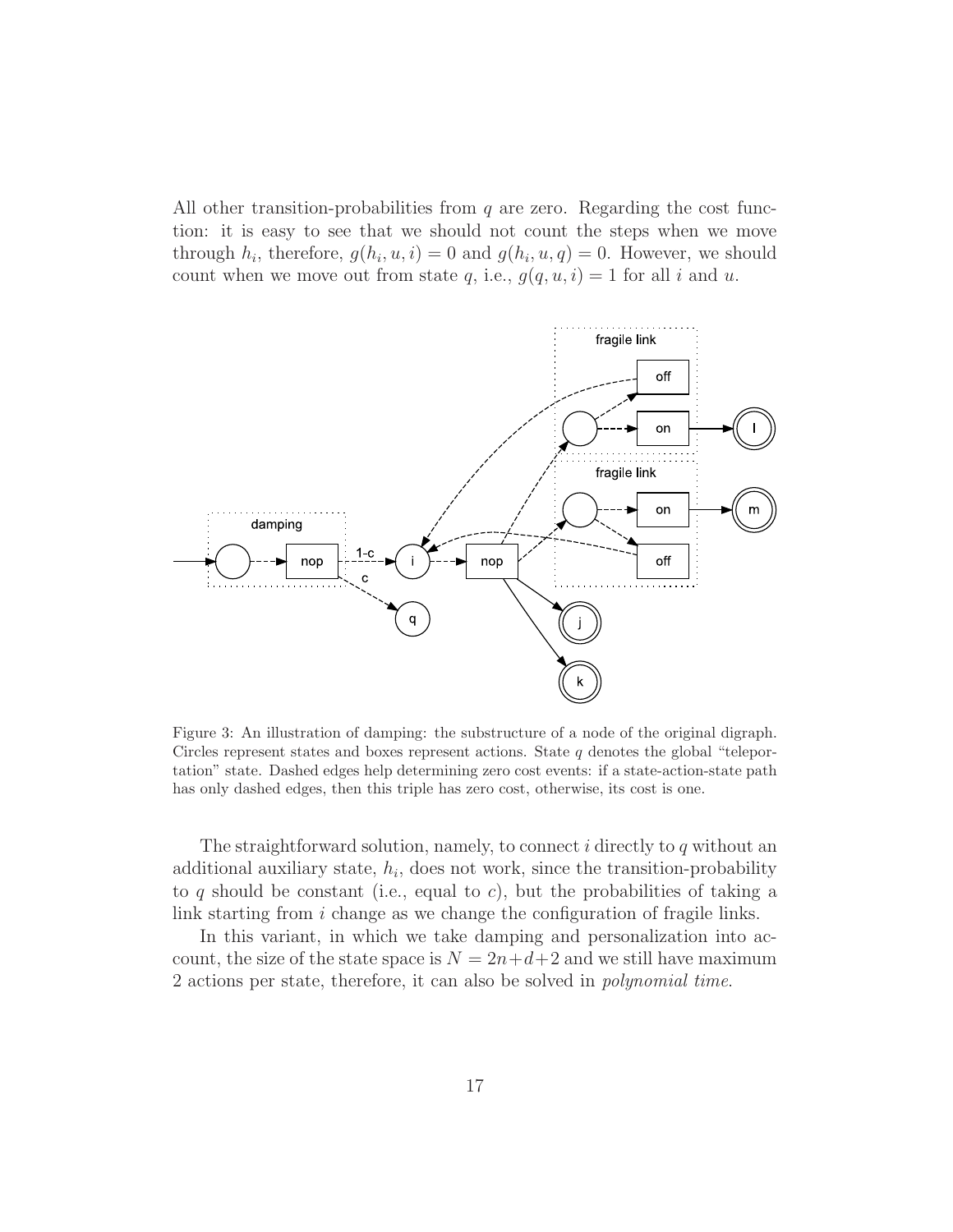All other transition-probabilities from $q$ are zero. Regarding the cost function: it is easy to see that we should not count the steps when we move through $h_i$, therefore, $g(h_i, u, i) = 0$ and $g(h_i, u, q) = 0$. However, we should count when we move out from state $q$, i.e., $g(q, u, i) = 1$ for all $i$ and $u$.

Figure 3: An illustration of damping: the substructure of a node of the original digraph. Circles represent states and boxes represent actions. State $q$ denotes the global "teleportation" state. Dashed edges help determining zero cost events: if a state-action-state path has only dashed edges, then this triple has zero cost, otherwise, its cost is one.

The straightforward solution, namely, to connect $i$ directly to $q$ without an additional auxiliary state, $h_i$, does not work, since the transition-probability to $q$ should be constant (i.e., equal to $c$), but the probabilities of taking a link starting from $i$ change as we change the configuration of fragile links.

In this variant, in which we take damping and personalization into account, the size of the state space is $N = 2n+d+2$ and we still have maximum 2 actions per state, therefore, it can also be solved in *polynomial time*.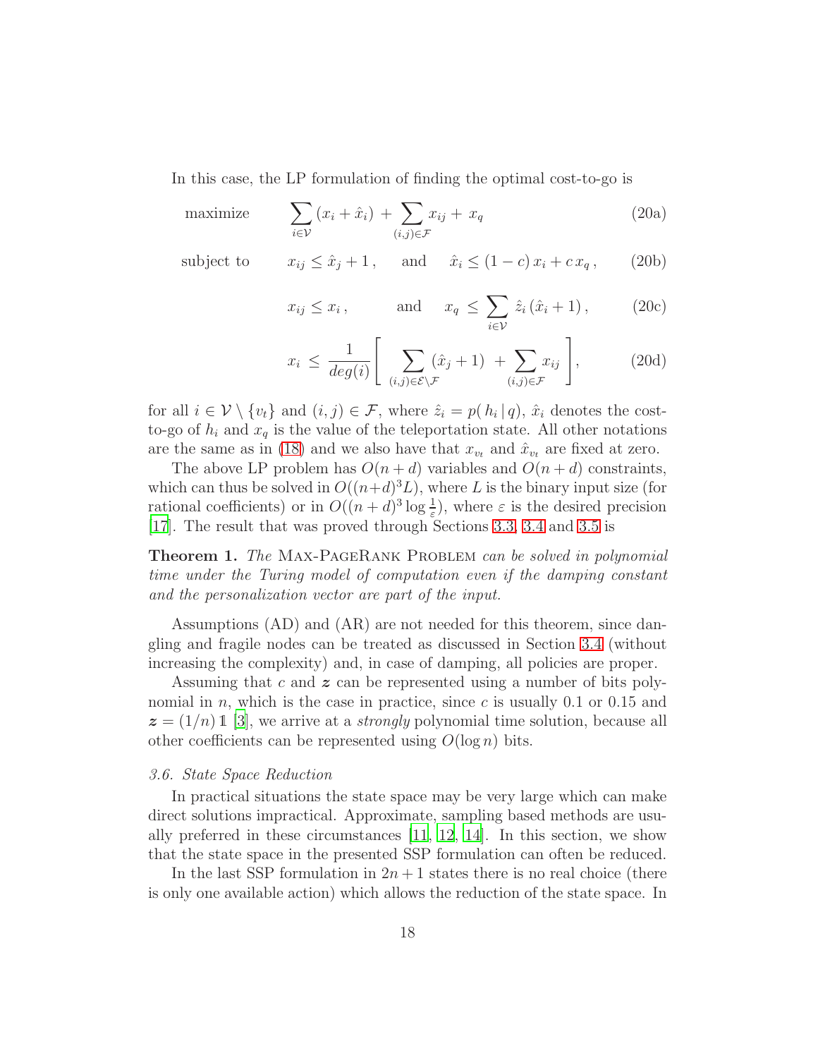In this case, the LP formulation of finding the optimal cost-to-go is

$$\text{maximize} \qquad \sum_{i \in \mathcal{V}} (x_i + \hat{x}_i) \, + \sum_{(i,j) \in \mathcal{F}} x_{ij} \, + \, x_q \tag{20a}$$

$$\text{subject to} \qquad x_{ij} \leq \hat{x}_j + 1 \, , \quad \text{and} \quad \hat{x}_i \leq (1-c)\, x_i + c\, x_q \, , \tag{20b}$$

$$x_{ij} \leq x_i \, , \qquad \text{and} \quad x_q \, \leq \sum_{i \in \mathcal{V}} \hat{z}_i \, (\hat{x}_i + 1) \, , \tag{20c}$$

$$x_i \, \leq \, \frac{1}{deg(i)} \Bigg[ \sum_{(i,j) \in \mathcal{E} \setminus \mathcal{F}} (\hat{x}_j + 1) \, + \sum_{(i,j) \in \mathcal{F}} x_{ij} \Bigg], \tag{20d}$$

for all $i \in \mathcal{V} \setminus \{v_t\}$ and $(i,j) \in \mathcal{F}$, where $\hat{z}_i = p(\, h_i \,|\, q)$, $\hat{x}_i$ denotes the cost-to-go of $h_i$ and $x_q$ is the value of the teleportation state. All other notations are the same as in (18) and we also have that $x_{v_t}$ and $\hat{x}_{v_t}$ are fixed at zero.

The above LP problem has $O(n+d)$ variables and $O(n+d)$ constraints, which can thus be solved in $O((n+d)^3 L)$, where $L$ is the binary input size (for rational coefficients) or in $O((n+d)^3 \log \frac{1}{\varepsilon})$, where $\varepsilon$ is the desired precision [17]. The result that was proved through Sections 3.3, 3.4 and 3.5 is

**Theorem 1.** *The* Max-PageRank Problem *can be solved in polynomial time under the Turing model of computation even if the damping constant and the personalization vector are part of the input.*

Assumptions (AD) and (AR) are not needed for this theorem, since dangling and fragile nodes can be treated as discussed in Section 3.4 (without increasing the complexity) and, in case of damping, all policies are proper.

Assuming that $c$ and $\boldsymbol{z}$ can be represented using a number of bits polynomial in $n$, which is the case in practice, since $c$ is usually 0.1 or 0.15 and $\boldsymbol{z} = (1/n)\, \mathbb{1}$ [3], we arrive at a *strongly* polynomial time solution, because all other coefficients can be represented using $O(\log n)$ bits.

### *3.6. State Space Reduction*

In practical situations the state space may be very large which can make direct solutions impractical. Approximate, sampling based methods are usually preferred in these circumstances [11, 12, 14]. In this section, we show that the state space in the presented SSP formulation can often be reduced.

In the last SSP formulation in $2n+1$ states there is no real choice (there is only one available action) which allows the reduction of the state space. In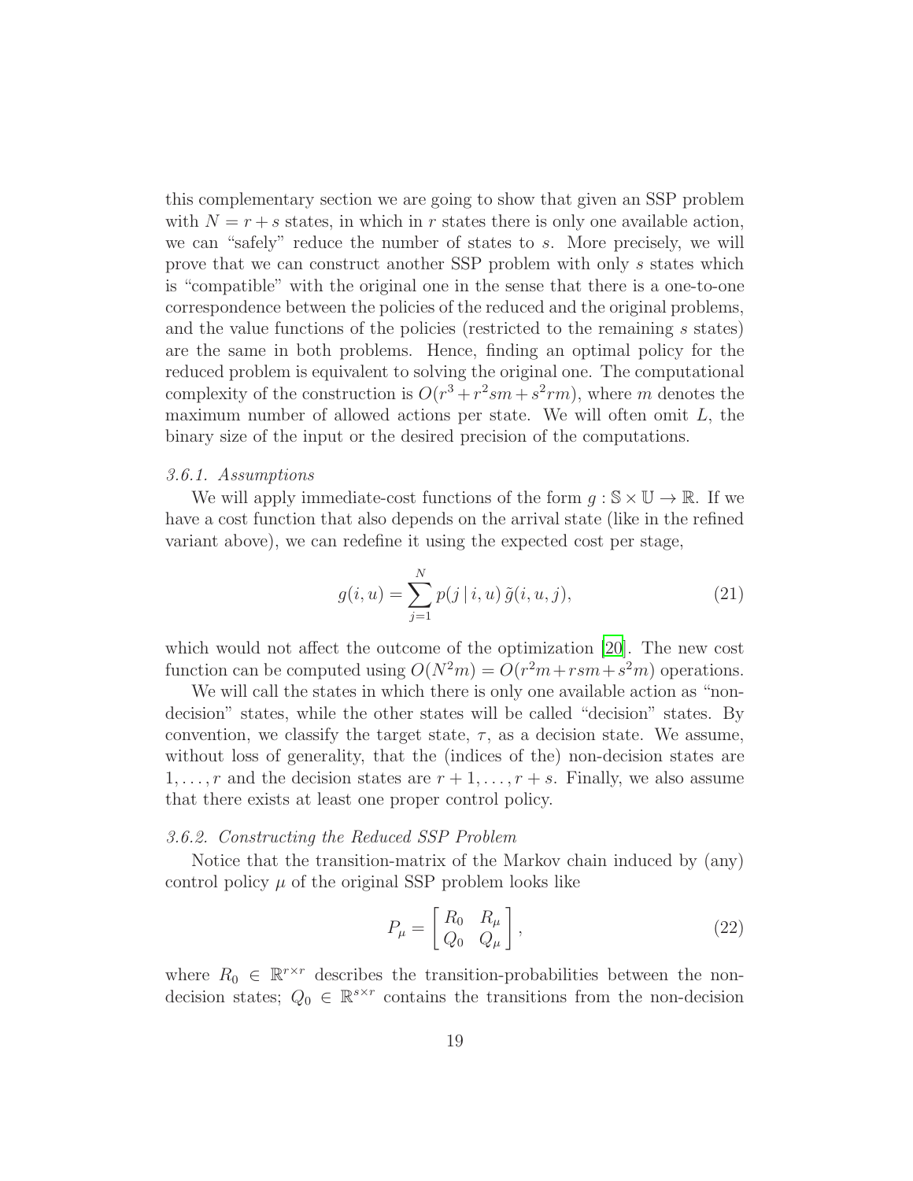this complementary section we are going to show that given an SSP problem with $N = r + s$ states, in which in $r$ states there is only one available action, we can "safely" reduce the number of states to $s$. More precisely, we will prove that we can construct another SSP problem with only $s$ states which is "compatible" with the original one in the sense that there is a one-to-one correspondence between the policies of the reduced and the original problems, and the value functions of the policies (restricted to the remaining $s$ states) are the same in both problems. Hence, finding an optimal policy for the reduced problem is equivalent to solving the original one. The computational complexity of the construction is $O(r^3 + r^2sm + s^2rm)$, where $m$ denotes the maximum number of allowed actions per state. We will often omit $L$, the binary size of the input or the desired precision of the computations.

### *3.6.1. Assumptions*

We will apply immediate-cost functions of the form $g : \mathbb{S} \times \mathbb{U} \to \mathbb{R}$. If we have a cost function that also depends on the arrival state (like in the refined variant above), we can redefine it using the expected cost per stage,

$$g(i, u) = \sum_{j=1}^{N} p(j \mid i, u)\, \tilde{g}(i, u, j), \tag{21}$$

which would not affect the outcome of the optimization [20]. The new cost function can be computed using $O(N^2m) = O(r^2m + rsm + s^2m)$ operations.

We will call the states in which there is only one available action as "non-decision" states, while the other states will be called "decision" states. By convention, we classify the target state, $\tau$, as a decision state. We assume, without loss of generality, that the (indices of the) non-decision states are $1, \dots, r$ and the decision states are $r + 1, \dots, r + s$. Finally, we also assume that there exists at least one proper control policy.

### *3.6.2. Constructing the Reduced SSP Problem*

Notice that the transition-matrix of the Markov chain induced by (any) control policy $\mu$ of the original SSP problem looks like

$$P_\mu = \begin{bmatrix} R_0 & R_\mu \\ Q_0 & Q_\mu \end{bmatrix}, \tag{22}$$

where $R_0 \in \mathbb{R}^{r \times r}$ describes the transition-probabilities between the non-decision states; $Q_0 \in \mathbb{R}^{s \times r}$ contains the transitions from the non-decision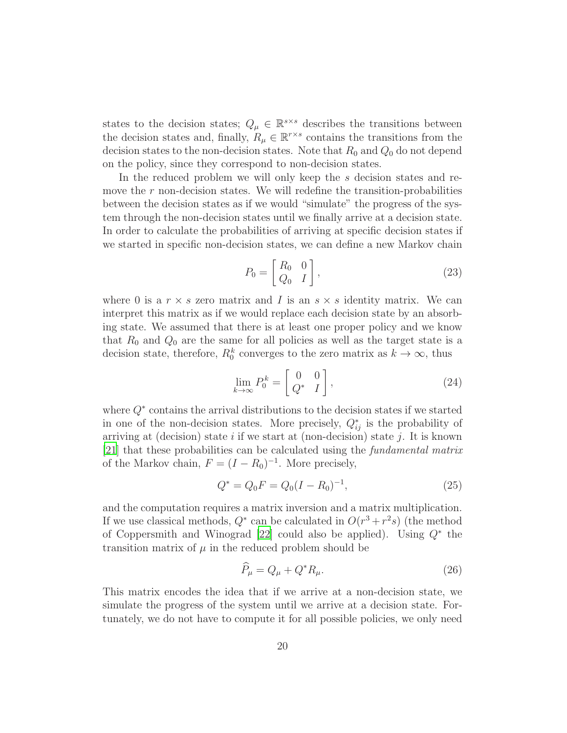states to the decision states; $Q_\mu \in \mathbb{R}^{s\times s}$ describes the transitions between the decision states and, finally, $R_\mu \in \mathbb{R}^{r\times s}$ contains the transitions from the decision states to the non-decision states. Note that $R_0$ and $Q_0$ do not depend on the policy, since they correspond to non-decision states.

In the reduced problem we will only keep the $s$ decision states and remove the $r$ non-decision states. We will redefine the transition-probabilities between the decision states as if we would "simulate" the progress of the system through the non-decision states until we finally arrive at a decision state. In order to calculate the probabilities of arriving at specific decision states if we started in specific non-decision states, we can define a new Markov chain

$$P_0 = \begin{bmatrix} R_0 & 0 \\ Q_0 & I \end{bmatrix}, \tag{23}$$

where 0 is a $r \times s$ zero matrix and $I$ is an $s \times s$ identity matrix. We can interpret this matrix as if we would replace each decision state by an absorbing state. We assumed that there is at least one proper policy and we know that $R_0$ and $Q_0$ are the same for all policies as well as the target state is a decision state, therefore, $R_0^k$ converges to the zero matrix as $k \to \infty$, thus

$$\lim_{k\to\infty} P_0^k = \begin{bmatrix} 0 & 0 \\ Q^* & I \end{bmatrix}, \tag{24}$$

where $Q^*$ contains the arrival distributions to the decision states if we started in one of the non-decision states. More precisely, $Q^*_{ij}$ is the probability of arriving at (decision) state $i$ if we start at (non-decision) state $j$. It is known [21] that these probabilities can be calculated using the *fundamental matrix* of the Markov chain, $F = (I - R_0)^{-1}$. More precisely,

$$Q^* = Q_0 F = Q_0 (I - R_0)^{-1}, \tag{25}$$

and the computation requires a matrix inversion and a matrix multiplication. If we use classical methods, $Q^*$ can be calculated in $O(r^3 + r^2 s)$ (the method of Coppersmith and Winograd [22] could also be applied). Using $Q^*$ the transition matrix of $\mu$ in the reduced problem should be

$$\widehat{P}_\mu = Q_\mu + Q^* R_\mu. \tag{26}$$

This matrix encodes the idea that if we arrive at a non-decision state, we simulate the progress of the system until we arrive at a decision state. Fortunately, we do not have to compute it for all possible policies, we only need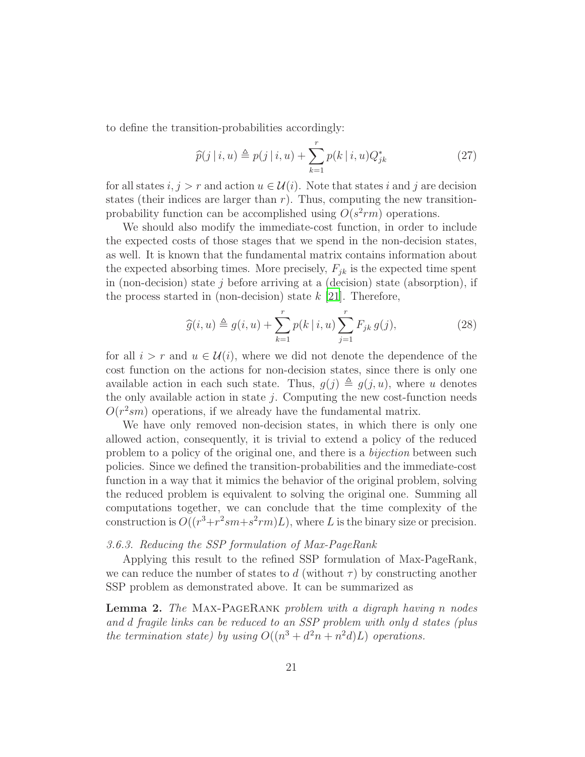to define the transition-probabilities accordingly:

$$\widehat{p}(j \mid i, u) \triangleq p(j \mid i, u) + \sum_{k=1}^{r} p(k \mid i, u) Q^{*}_{jk} \tag{27}$$

for all states $i, j > r$ and action $u \in \mathcal{U}(i)$. Note that states $i$ and $j$ are decision states (their indices are larger than $r$). Thus, computing the new transition-probability function can be accomplished using $O(s^2 rm)$ operations.

We should also modify the immediate-cost function, in order to include the expected costs of those stages that we spend in the non-decision states, as well. It is known that the fundamental matrix contains information about the expected absorbing times. More precisely, $F_{jk}$ is the expected time spent in (non-decision) state $j$ before arriving at a (decision) state (absorption), if the process started in (non-decision) state $k$ [21]. Therefore,

$$\widehat{g}(i, u) \triangleq g(i, u) + \sum_{k=1}^{r} p(k \mid i, u) \sum_{j=1}^{r} F_{jk}\, g(j), \tag{28}$$

for all $i > r$ and $u \in \mathcal{U}(i)$, where we did not denote the dependence of the cost function on the actions for non-decision states, since there is only one available action in each such state. Thus, $g(j) \triangleq g(j, u)$, where $u$ denotes the only available action in state $j$. Computing the new cost-function needs $O(r^2 sm)$ operations, if we already have the fundamental matrix.

We have only removed non-decision states, in which there is only one allowed action, consequently, it is trivial to extend a policy of the reduced problem to a policy of the original one, and there is a *bijection* between such policies. Since we defined the transition-probabilities and the immediate-cost function in a way that it mimics the behavior of the original problem, solving the reduced problem is equivalent to solving the original one. Summing all computations together, we can conclude that the time complexity of the construction is $O((r^3 + r^2 sm + s^2 rm)L)$, where $L$ is the binary size or precision.

### *3.6.3. Reducing the SSP formulation of Max-PageRank*

Applying this result to the refined SSP formulation of Max-PageRank, we can reduce the number of states to $d$ (without $\tau$) by constructing another SSP problem as demonstrated above. It can be summarized as

**Lemma 2.** *The* Max-PageRank *problem with a digraph having $n$ nodes and $d$ fragile links can be reduced to an SSP problem with only $d$ states (plus the termination state) by using $O((n^3 + d^2 n + n^2 d)L)$ operations.*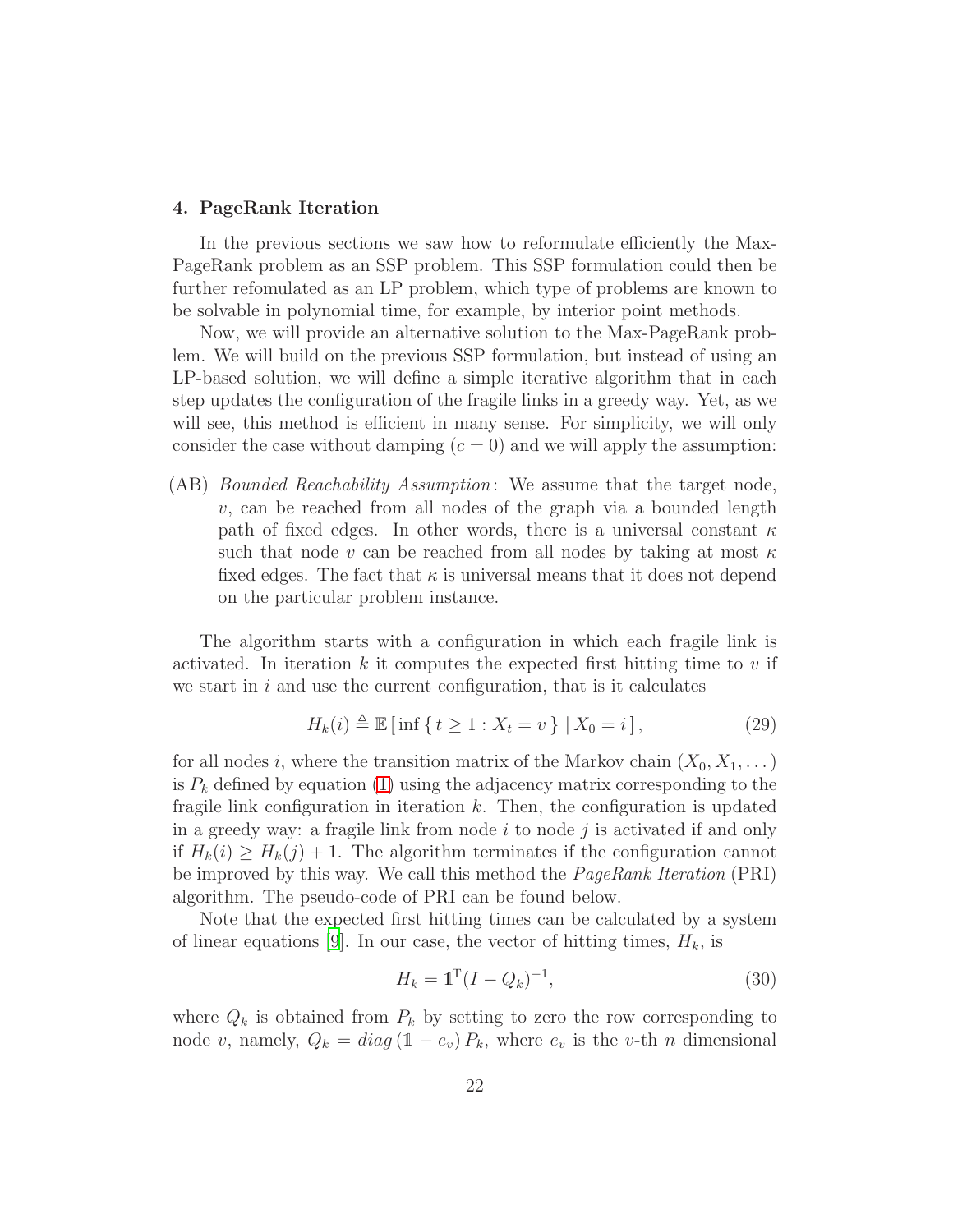## 4. PageRank Iteration

In the previous sections we saw how to reformulate efficiently the Max-PageRank problem as an SSP problem. This SSP formulation could then be further refomulated as an LP problem, which type of problems are known to be solvable in polynomial time, for example, by interior point methods.

Now, we will provide an alternative solution to the Max-PageRank problem. We will build on the previous SSP formulation, but instead of using an LP-based solution, we will define a simple iterative algorithm that in each step updates the configuration of the fragile links in a greedy way. Yet, as we will see, this method is efficient in many sense. For simplicity, we will only consider the case without damping ($c = 0$) and we will apply the assumption:

(AB) *Bounded Reachability Assumption*: We assume that the target node, $v$, can be reached from all nodes of the graph via a bounded length path of fixed edges. In other words, there is a universal constant $\kappa$ such that node $v$ can be reached from all nodes by taking at most $\kappa$ fixed edges. The fact that $\kappa$ is universal means that it does not depend on the particular problem instance.

The algorithm starts with a configuration in which each fragile link is activated. In iteration $k$ it computes the expected first hitting time to $v$ if we start in $i$ and use the current configuration, that is it calculates

$$H_k(i) \triangleq \mathbb{E}\left[\, \inf \{\, t \geq 1 : X_t = v \,\} \mid X_0 = i \,\right], \tag{29}$$

for all nodes $i$, where the transition matrix of the Markov chain $(X_0, X_1, \dots)$ is $P_k$ defined by equation (1) using the adjacency matrix corresponding to the fragile link configuration in iteration $k$. Then, the configuration is updated in a greedy way: a fragile link from node $i$ to node $j$ is activated if and only if $H_k(i) \geq H_k(j) + 1$. The algorithm terminates if the configuration cannot be improved by this way. We call this method the *PageRank Iteration* (PRI) algorithm. The pseudo-code of PRI can be found below.

Note that the expected first hitting times can be calculated by a system of linear equations [9]. In our case, the vector of hitting times, $H_k$, is

$$H_k = \mathbb{1}^{\mathrm{T}}(I - Q_k)^{-1}, \tag{30}$$

where $Q_k$ is obtained from $P_k$ by setting to zero the row corresponding to node $v$, namely, $Q_k = diag\,(\mathbb{1} - e_v)\, P_k$, where $e_v$ is the $v$-th $n$ dimensional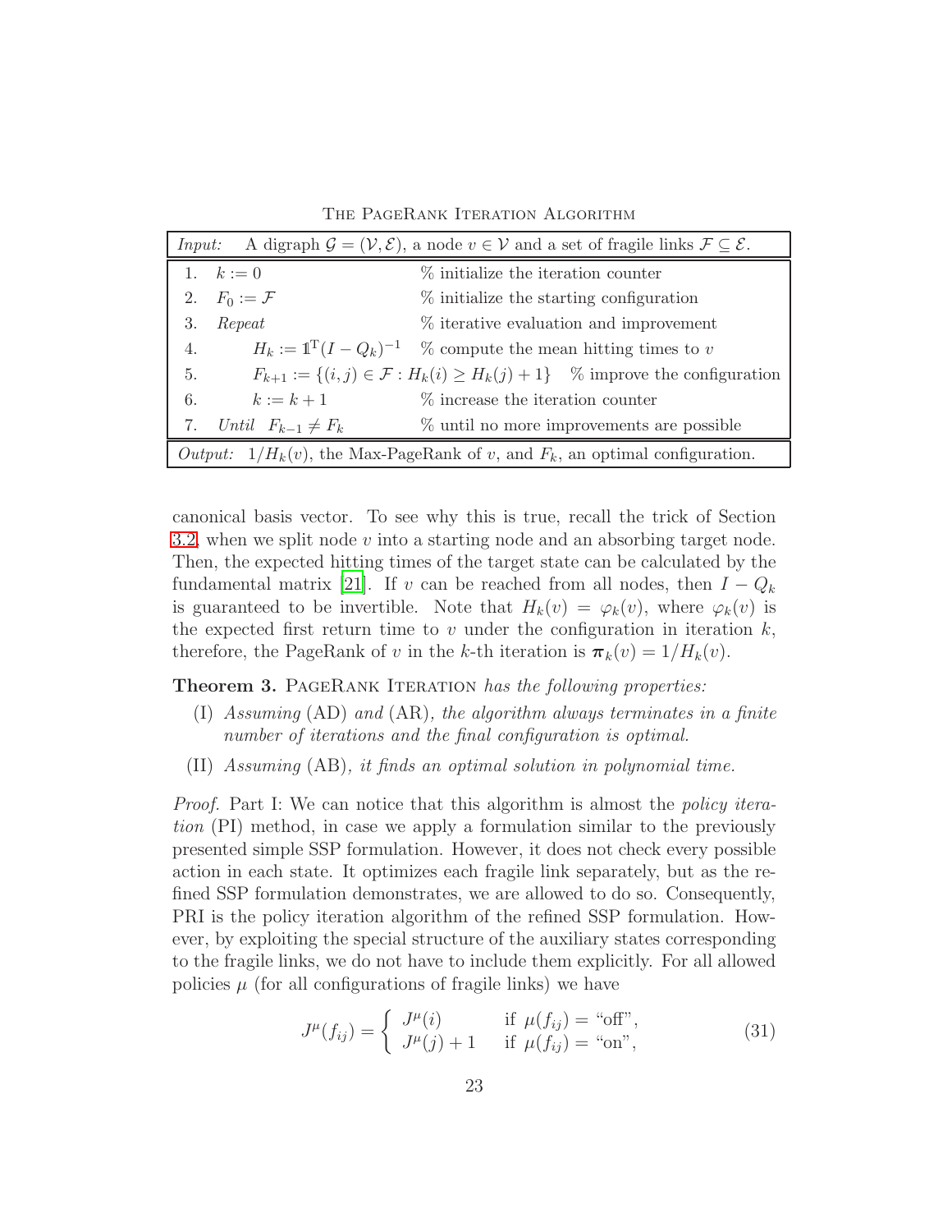The PageRank Iteration Algorithm

| *Input:* A digraph $\mathcal{G} = (\mathcal{V}, \mathcal{E})$, a node $v \in \mathcal{V}$ and a set of fragile links $\mathcal{F} \subseteq \mathcal{E}$. | |
|---|---|
| 1. $k := 0$ | % initialize the iteration counter |
| 2. $F_0 := \mathcal{F}$ | % initialize the starting configuration |
| 3. *Repeat* | % iterative evaluation and improvement |
| 4. $H_k := \mathbb{1}^{\mathrm{T}}(I - Q_k)^{-1}$ | % compute the mean hitting times to $v$ |
| 5. $F_{k+1} := \{(i,j) \in \mathcal{F} : H_k(i) \geq H_k(j) + 1\}$ | % improve the configuration |
| 6. $k := k + 1$ | % increase the iteration counter |
| 7. *Until* $F_{k-1} \neq F_k$ | % until no more improvements are possible |
| *Output:* $1/H_k(v)$, the Max-PageRank of $v$, and $F_k$, an optimal configuration. | |

canonical basis vector. To see why this is true, recall the trick of Section 3.2, when we split node $v$ into a starting node and an absorbing target node. Then, the expected hitting times of the target state can be calculated by the fundamental matrix [21]. If $v$ can be reached from all nodes, then $I - Q_k$ is guaranteed to be invertible. Note that $H_k(v) = \varphi_k(v)$, where $\varphi_k(v)$ is the expected first return time to $v$ under the configuration in iteration $k$, therefore, the PageRank of $v$ in the $k$-th iteration is $\boldsymbol{\pi}_k(v) = 1/H_k(v)$.

**Theorem 3.** PageRank Iteration *has the following properties:*

(I) *Assuming* (AD) *and* (AR)*, the algorithm always terminates in a finite number of iterations and the final configuration is optimal.*

(II) *Assuming* (AB)*, it finds an optimal solution in polynomial time.*

*Proof.* Part I: We can notice that this algorithm is almost the *policy iteration* (PI) method, in case we apply a formulation similar to the previously presented simple SSP formulation. However, it does not check every possible action in each state. It optimizes each fragile link separately, but as the refined SSP formulation demonstrates, we are allowed to do so. Consequently, PRI is the policy iteration algorithm of the refined SSP formulation. However, by exploiting the special structure of the auxiliary states corresponding to the fragile links, we do not have to include them explicitly. For all allowed policies $\mu$ (for all configurations of fragile links) we have

$$J^{\mu}(f_{ij}) = \begin{cases} J^{\mu}(i) & \text{if } \mu(f_{ij}) = \text{“off”}, \\ J^{\mu}(j) + 1 & \text{if } \mu(f_{ij}) = \text{“on”}, \end{cases} \tag{31}$$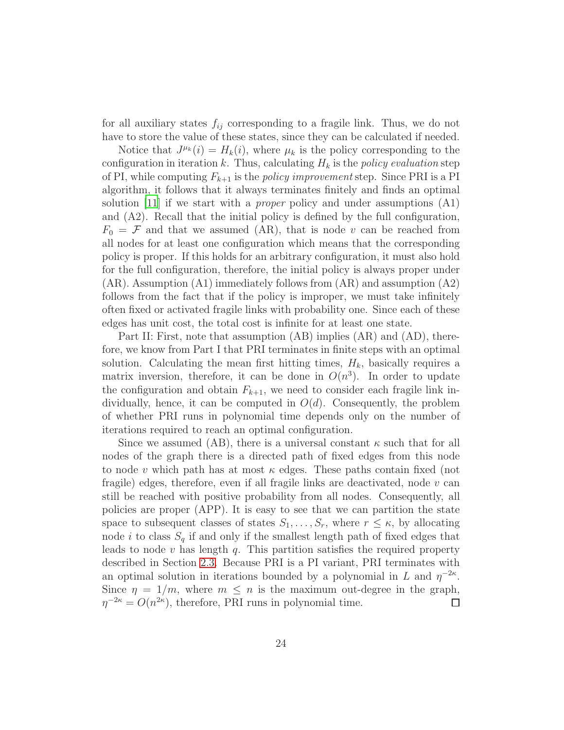for all auxiliary states $f_{ij}$ corresponding to a fragile link. Thus, we do not have to store the value of these states, since they can be calculated if needed.

Notice that $J^{\mu_k}(i) = H_k(i)$, where $\mu_k$ is the policy corresponding to the configuration in iteration $k$. Thus, calculating $H_k$ is the *policy evaluation* step of PI, while computing $F_{k+1}$ is the *policy improvement* step. Since PRI is a PI algorithm, it follows that it always terminates finitely and finds an optimal solution [11] if we start with a *proper* policy and under assumptions (A1) and (A2). Recall that the initial policy is defined by the full configuration, $F_0 = \mathcal{F}$ and that we assumed (AR), that is node $v$ can be reached from all nodes for at least one configuration which means that the corresponding policy is proper. If this holds for an arbitrary configuration, it must also hold for the full configuration, therefore, the initial policy is always proper under (AR). Assumption (A1) immediately follows from (AR) and assumption (A2) follows from the fact that if the policy is improper, we must take infinitely often fixed or activated fragile links with probability one. Since each of these edges has unit cost, the total cost is infinite for at least one state.

Part II: First, note that assumption (AB) implies (AR) and (AD), therefore, we know from Part I that PRI terminates in finite steps with an optimal solution. Calculating the mean first hitting times, $H_k$, basically requires a matrix inversion, therefore, it can be done in $O(n^3)$. In order to update the configuration and obtain $F_{k+1}$, we need to consider each fragile link individually, hence, it can be computed in $O(d)$. Consequently, the problem of whether PRI runs in polynomial time depends only on the number of iterations required to reach an optimal configuration.

Since we assumed (AB), there is a universal constant $\kappa$ such that for all nodes of the graph there is a directed path of fixed edges from this node to node $v$ which path has at most $\kappa$ edges. These paths contain fixed (not fragile) edges, therefore, even if all fragile links are deactivated, node $v$ can still be reached with positive probability from all nodes. Consequently, all policies are proper (APP). It is easy to see that we can partition the state space to subsequent classes of states $S_1, \dots, S_r$, where $r \leq \kappa$, by allocating node $i$ to class $S_q$ if and only if the smallest length path of fixed edges that leads to node $v$ has length $q$. This partition satisfies the required property described in Section 2.3. Because PRI is a PI variant, PRI terminates with an optimal solution in iterations bounded by a polynomial in $L$ and $\eta^{-2\kappa}$. Since $\eta = 1/m$, where $m \leq n$ is the maximum out-degree in the graph, $\eta^{-2\kappa} = O(n^{2\kappa})$, therefore, PRI runs in polynomial time. $\square$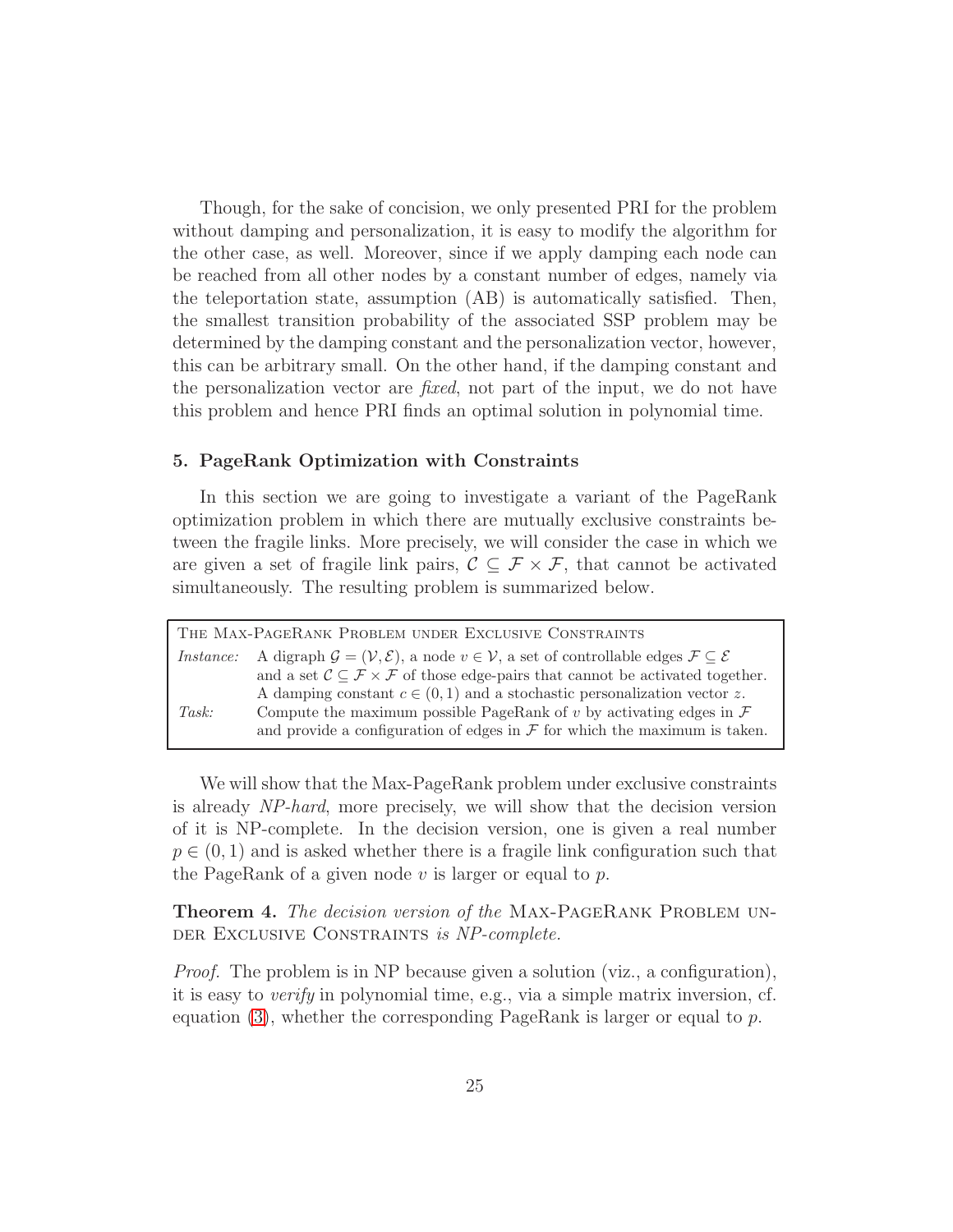Though, for the sake of concision, we only presented PRI for the problem without damping and personalization, it is easy to modify the algorithm for the other case, as well. Moreover, since if we apply damping each node can be reached from all other nodes by a constant number of edges, namely via the teleportation state, assumption (AB) is automatically satisfied. Then, the smallest transition probability of the associated SSP problem may be determined by the damping constant and the personalization vector, however, this can be arbitrary small. On the other hand, if the damping constant and the personalization vector are *fixed*, not part of the input, we do not have this problem and hence PRI finds an optimal solution in polynomial time.

## 5. PageRank Optimization with Constraints

In this section we are going to investigate a variant of the PageRank optimization problem in which there are mutually exclusive constraints between the fragile links. More precisely, we will consider the case in which we are given a set of fragile link pairs, $\mathcal{C} \subseteq \mathcal{F} \times \mathcal{F}$, that cannot be activated simultaneously. The resulting problem is summarized below.

| The Max-PageRank Problem under Exclusive Constraints | |
|---|---|
| *Instance:* | A digraph $\mathcal{G} = (\mathcal{V}, \mathcal{E})$, a node $v \in \mathcal{V}$, a set of controllable edges $\mathcal{F} \subseteq \mathcal{E}$ and a set $\mathcal{C} \subseteq \mathcal{F} \times \mathcal{F}$ of those edge-pairs that cannot be activated together. A damping constant $c \in (0, 1)$ and a stochastic personalization vector $z$. |
| *Task:* | Compute the maximum possible PageRank of $v$ by activating edges in $\mathcal{F}$ and provide a configuration of edges in $\mathcal{F}$ for which the maximum is taken. |

We will show that the Max-PageRank problem under exclusive constraints is already *NP-hard*, more precisely, we will show that the decision version of it is NP-complete. In the decision version, one is given a real number $p \in (0, 1)$ and is asked whether there is a fragile link configuration such that the PageRank of a given node $v$ is larger or equal to $p$.

**Theorem 4.** *The decision version of the* Max-PageRank Problem under Exclusive Constraints *is NP-complete.*

*Proof.* The problem is in NP because given a solution (viz., a configuration), it is easy to *verify* in polynomial time, e.g., via a simple matrix inversion, cf. equation (3), whether the corresponding PageRank is larger or equal to $p$.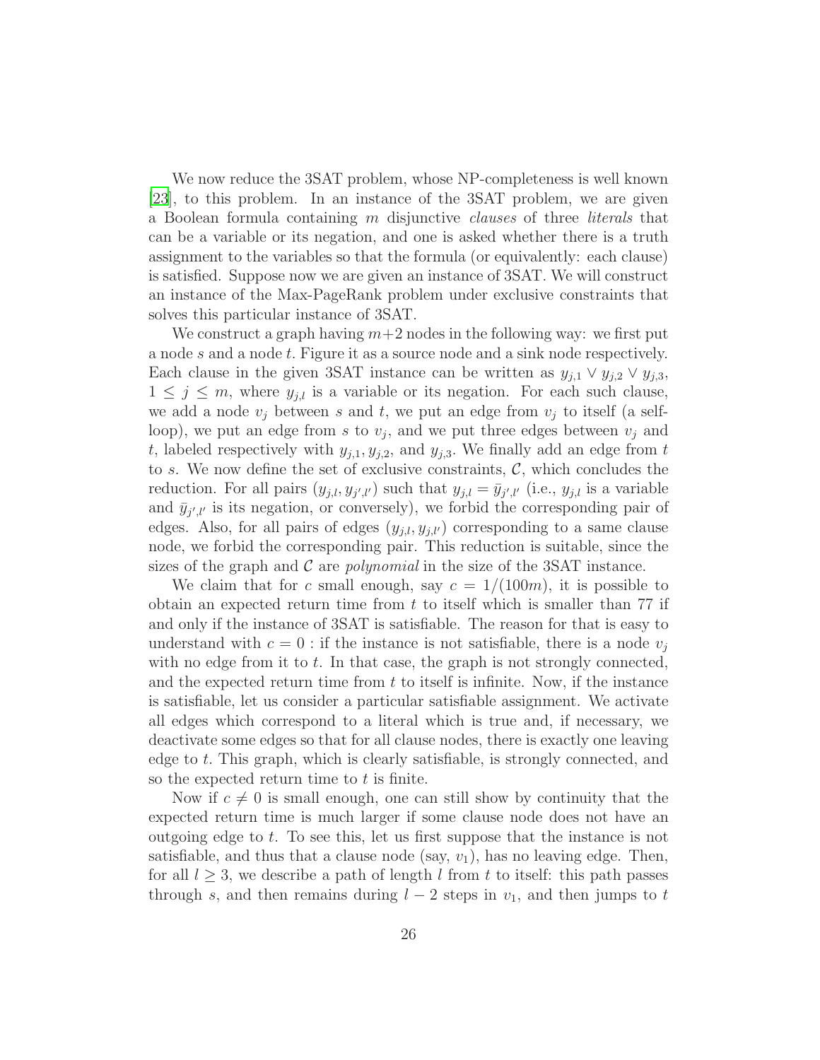We now reduce the 3SAT problem, whose NP-completeness is well known [23], to this problem. In an instance of the 3SAT problem, we are given a Boolean formula containing $m$ disjunctive *clauses* of three *literals* that can be a variable or its negation, and one is asked whether there is a truth assignment to the variables so that the formula (or equivalently: each clause) is satisfied. Suppose now we are given an instance of 3SAT. We will construct an instance of the Max-PageRank problem under exclusive constraints that solves this particular instance of 3SAT.

We construct a graph having $m+2$ nodes in the following way: we first put a node $s$ and a node $t$. Figure it as a source node and a sink node respectively. Each clause in the given 3SAT instance can be written as $y_{j,1} \vee y_{j,2} \vee y_{j,3}$, $1 \leq j \leq m$, where $y_{j,l}$ is a variable or its negation. For each such clause, we add a node $v_j$ between $s$ and $t$, we put an edge from $v_j$ to itself (a self-loop), we put an edge from $s$ to $v_j$, and we put three edges between $v_j$ and $t$, labeled respectively with $y_{j,1}, y_{j,2}$, and $y_{j,3}$. We finally add an edge from $t$ to $s$. We now define the set of exclusive constraints, $\mathcal{C}$, which concludes the reduction. For all pairs $(y_{j,l}, y_{j',l'})$ such that $y_{j,l} = \bar{y}_{j',l'}$ (i.e., $y_{j,l}$ is a variable and $\bar{y}_{j',l'}$ is its negation, or conversely), we forbid the corresponding pair of edges. Also, for all pairs of edges $(y_{j,l}, y_{j,l'})$ corresponding to a same clause node, we forbid the corresponding pair. This reduction is suitable, since the sizes of the graph and $\mathcal{C}$ are *polynomial* in the size of the 3SAT instance.

We claim that for $c$ small enough, say $c = 1/(100m)$, it is possible to obtain an expected return time from $t$ to itself which is smaller than 77 if and only if the instance of 3SAT is satisfiable. The reason for that is easy to understand with $c = 0$ : if the instance is not satisfiable, there is a node $v_j$ with no edge from it to $t$. In that case, the graph is not strongly connected, and the expected return time from $t$ to itself is infinite. Now, if the instance is satisfiable, let us consider a particular satisfiable assignment. We activate all edges which correspond to a literal which is true and, if necessary, we deactivate some edges so that for all clause nodes, there is exactly one leaving edge to $t$. This graph, which is clearly satisfiable, is strongly connected, and so the expected return time to $t$ is finite.

Now if $c \neq 0$ is small enough, one can still show by continuity that the expected return time is much larger if some clause node does not have an outgoing edge to $t$. To see this, let us first suppose that the instance is not satisfiable, and thus that a clause node (say, $v_1$), has no leaving edge. Then, for all $l \geq 3$, we describe a path of length $l$ from $t$ to itself: this path passes through $s$, and then remains during $l - 2$ steps in $v_1$, and then jumps to $t$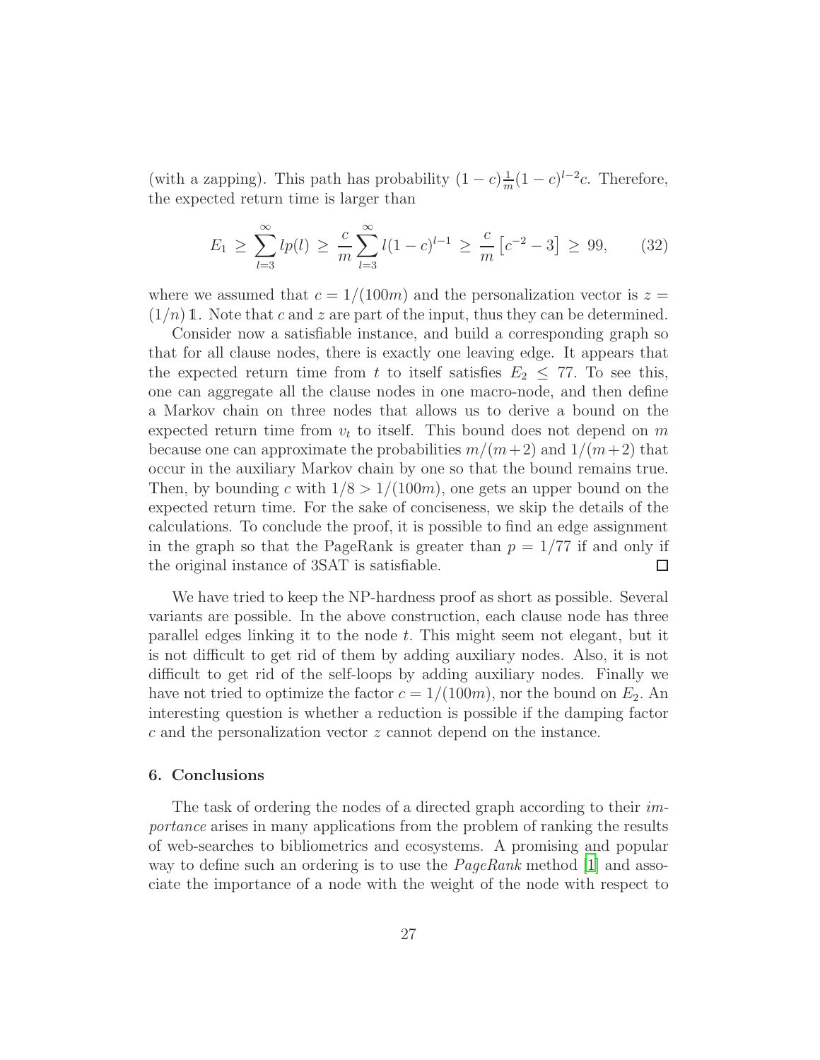(with a zapping). This path has probability $(1-c)\frac{1}{m}(1-c)^{l-2}c$. Therefore, the expected return time is larger than

$$E_1 \geq \sum_{l=3}^{\infty} lp(l) \geq \frac{c}{m}\sum_{l=3}^{\infty} l(1-c)^{l-1} \geq \frac{c}{m}\left[c^{-2}-3\right] \geq 99, \qquad (32)$$

where we assumed that $c = 1/(100m)$ and the personalization vector is $z = (1/n)\,\mathbb{1}$. Note that $c$ and $z$ are part of the input, thus they can be determined.

Consider now a satisfiable instance, and build a corresponding graph so that for all clause nodes, there is exactly one leaving edge. It appears that the expected return time from $t$ to itself satisfies $E_2 \leq 77$. To see this, one can aggregate all the clause nodes in one macro-node, and then define a Markov chain on three nodes that allows us to derive a bound on the expected return time from $v_t$ to itself. This bound does not depend on $m$ because one can approximate the probabilities $m/(m+2)$ and $1/(m+2)$ that occur in the auxiliary Markov chain by one so that the bound remains true. Then, by bounding $c$ with $1/8 > 1/(100m)$, one gets an upper bound on the expected return time. For the sake of conciseness, we skip the details of the calculations. To conclude the proof, it is possible to find an edge assignment in the graph so that the PageRank is greater than $p = 1/77$ if and only if the original instance of 3SAT is satisfiable. □

We have tried to keep the NP-hardness proof as short as possible. Several variants are possible. In the above construction, each clause node has three parallel edges linking it to the node $t$. This might seem not elegant, but it is not difficult to get rid of them by adding auxiliary nodes. Also, it is not difficult to get rid of the self-loops by adding auxiliary nodes. Finally we have not tried to optimize the factor $c = 1/(100m)$, nor the bound on $E_2$. An interesting question is whether a reduction is possible if the damping factor $c$ and the personalization vector $z$ cannot depend on the instance.

## 6. Conclusions

The task of ordering the nodes of a directed graph according to their *importance* arises in many applications from the problem of ranking the results of web-searches to bibliometrics and ecosystems. A promising and popular way to define such an ordering is to use the *PageRank* method [1] and associate the importance of a node with the weight of the node with respect to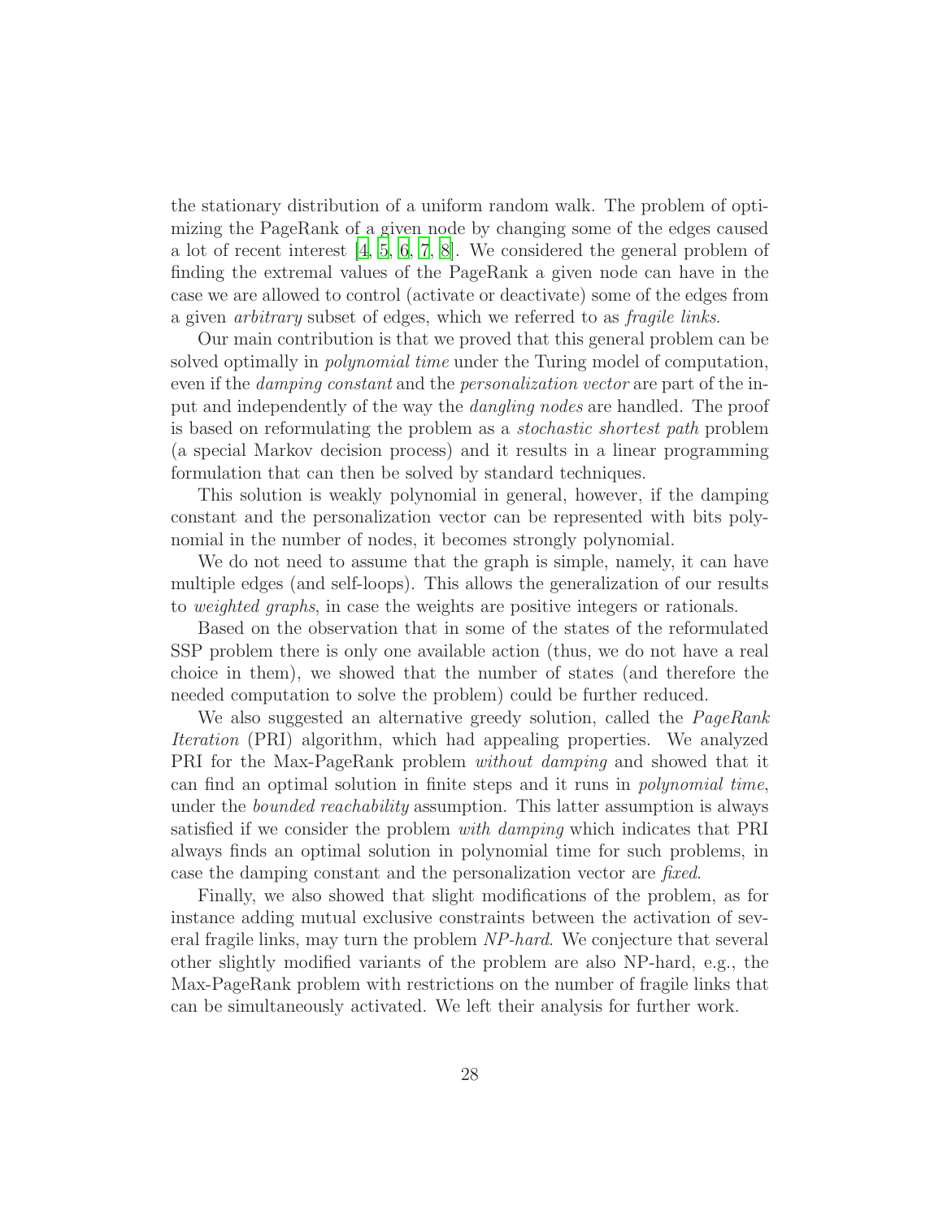the stationary distribution of a uniform random walk. The problem of optimizing the PageRank of a given node by changing some of the edges caused a lot of recent interest [4, 5, 6, 7, 8]. We considered the general problem of finding the extremal values of the PageRank a given node can have in the case we are allowed to control (activate or deactivate) some of the edges from a given *arbitrary* subset of edges, which we referred to as *fragile links*.

Our main contribution is that we proved that this general problem can be solved optimally in *polynomial time* under the Turing model of computation, even if the *damping constant* and the *personalization vector* are part of the input and independently of the way the *dangling nodes* are handled. The proof is based on reformulating the problem as a *stochastic shortest path* problem (a special Markov decision process) and it results in a linear programming formulation that can then be solved by standard techniques.

This solution is weakly polynomial in general, however, if the damping constant and the personalization vector can be represented with bits polynomial in the number of nodes, it becomes strongly polynomial.

We do not need to assume that the graph is simple, namely, it can have multiple edges (and self-loops). This allows the generalization of our results to *weighted graphs*, in case the weights are positive integers or rationals.

Based on the observation that in some of the states of the reformulated SSP problem there is only one available action (thus, we do not have a real choice in them), we showed that the number of states (and therefore the needed computation to solve the problem) could be further reduced.

We also suggested an alternative greedy solution, called the *PageRank Iteration* (PRI) algorithm, which had appealing properties. We analyzed PRI for the Max-PageRank problem *without damping* and showed that it can find an optimal solution in finite steps and it runs in *polynomial time*, under the *bounded reachability* assumption. This latter assumption is always satisfied if we consider the problem *with damping* which indicates that PRI always finds an optimal solution in polynomial time for such problems, in case the damping constant and the personalization vector are *fixed*.

Finally, we also showed that slight modifications of the problem, as for instance adding mutual exclusive constraints between the activation of several fragile links, may turn the problem *NP-hard*. We conjecture that several other slightly modified variants of the problem are also NP-hard, e.g., the Max-PageRank problem with restrictions on the number of fragile links that can be simultaneously activated. We left their analysis for further work.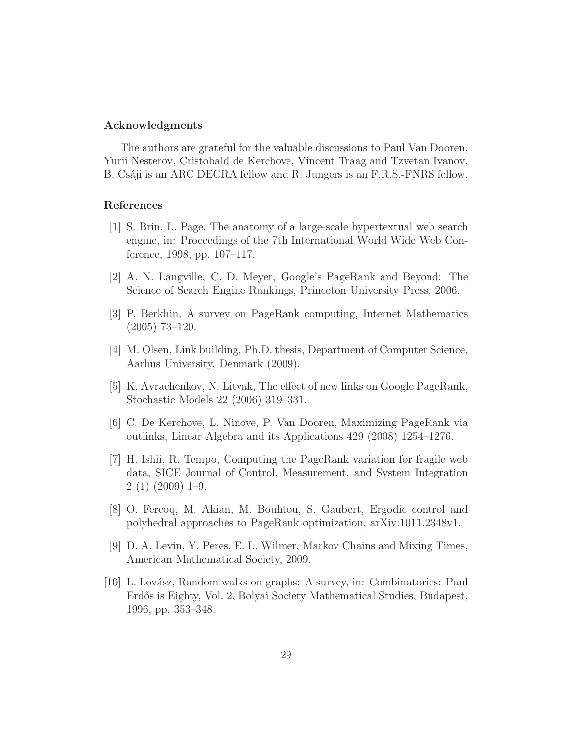### Acknowledgments

The authors are grateful for the valuable discussions to Paul Van Dooren, Yurii Nesterov, Cristobald de Kerchove, Vincent Traag and Tzvetan Ivanov. B. Csáji is an ARC DECRA fellow and R. Jungers is an F.R.S.-FNRS fellow.

### References

[1] S. Brin, L. Page, The anatomy of a large-scale hypertextual web search engine, in: Proceedings of the 7th International World Wide Web Conference, 1998, pp. 107–117.

[2] A. N. Langville, C. D. Meyer, Google's PageRank and Beyond: The Science of Search Engine Rankings, Princeton University Press, 2006.

[3] P. Berkhin, A survey on PageRank computing, Internet Mathematics (2005) 73–120.

[4] M. Olsen, Link building, Ph.D. thesis, Department of Computer Science, Aarhus University, Denmark (2009).

[5] K. Avrachenkov, N. Litvak, The effect of new links on Google PageRank, Stochastic Models 22 (2006) 319–331.

[6] C. De Kerchove, L. Ninove, P. Van Dooren, Maximizing PageRank via outlinks, Linear Algebra and its Applications 429 (2008) 1254–1276.

[7] H. Ishii, R. Tempo, Computing the PageRank variation for fragile web data, SICE Journal of Control, Measurement, and System Integration 2 (1) (2009) 1–9.

[8] O. Fercoq, M. Akian, M. Bouhtou, S. Gaubert, Ergodic control and polyhedral approaches to PageRank optimization, arXiv:1011.2348v1.

[9] D. A. Levin, Y. Peres, E. L. Wilmer, Markov Chains and Mixing Times, American Mathematical Society, 2009.

[10] L. Lovász, Random walks on graphs: A survey, in: Combinatorics: Paul Erdős is Eighty, Vol. 2, Bolyai Society Mathematical Studies, Budapest, 1996, pp. 353–348.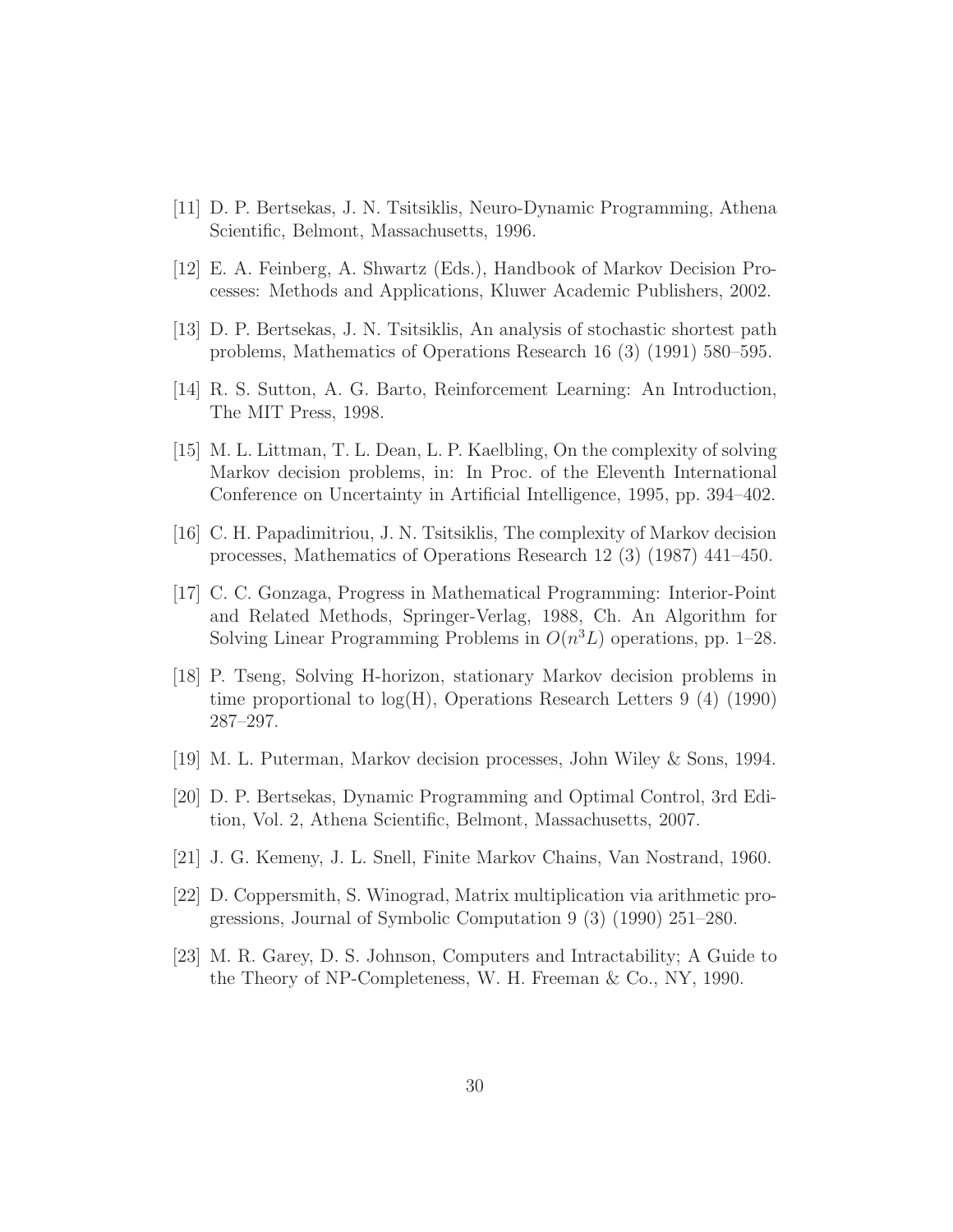[11] D. P. Bertsekas, J. N. Tsitsiklis, Neuro-Dynamic Programming, Athena Scientific, Belmont, Massachusetts, 1996.

[12] E. A. Feinberg, A. Shwartz (Eds.), Handbook of Markov Decision Processes: Methods and Applications, Kluwer Academic Publishers, 2002.

[13] D. P. Bertsekas, J. N. Tsitsiklis, An analysis of stochastic shortest path problems, Mathematics of Operations Research 16 (3) (1991) 580–595.

[14] R. S. Sutton, A. G. Barto, Reinforcement Learning: An Introduction, The MIT Press, 1998.

[15] M. L. Littman, T. L. Dean, L. P. Kaelbling, On the complexity of solving Markov decision problems, in: In Proc. of the Eleventh International Conference on Uncertainty in Artificial Intelligence, 1995, pp. 394–402.

[16] C. H. Papadimitriou, J. N. Tsitsiklis, The complexity of Markov decision processes, Mathematics of Operations Research 12 (3) (1987) 441–450.

[17] C. C. Gonzaga, Progress in Mathematical Programming: Interior-Point and Related Methods, Springer-Verlag, 1988, Ch. An Algorithm for Solving Linear Programming Problems in $O(n^3L)$ operations, pp. 1–28.

[18] P. Tseng, Solving H-horizon, stationary Markov decision problems in time proportional to log(H), Operations Research Letters 9 (4) (1990) 287–297.

[19] M. L. Puterman, Markov decision processes, John Wiley & Sons, 1994.

[20] D. P. Bertsekas, Dynamic Programming and Optimal Control, 3rd Edition, Vol. 2, Athena Scientific, Belmont, Massachusetts, 2007.

[21] J. G. Kemeny, J. L. Snell, Finite Markov Chains, Van Nostrand, 1960.

[22] D. Coppersmith, S. Winograd, Matrix multiplication via arithmetic progressions, Journal of Symbolic Computation 9 (3) (1990) 251–280.

[23] M. R. Garey, D. S. Johnson, Computers and Intractability; A Guide to the Theory of NP-Completeness, W. H. Freeman & Co., NY, 1990.